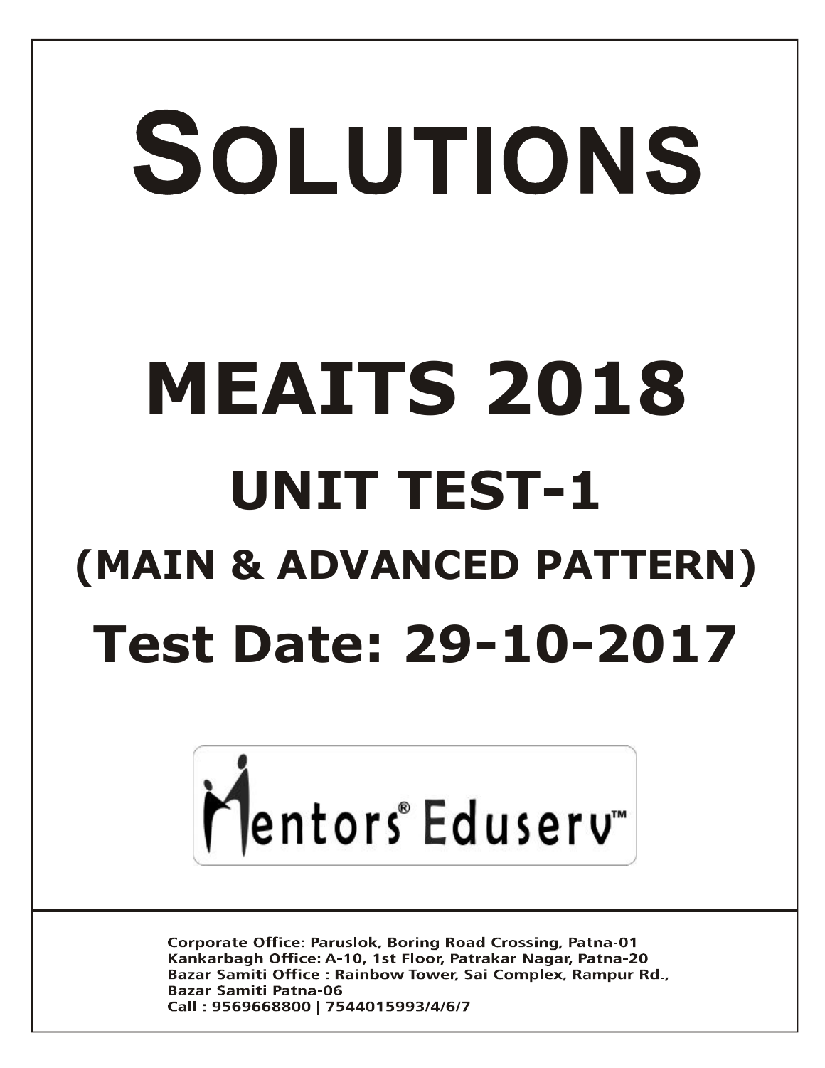# SOLUTIONS

# MEAITS 2018

## UNIT TEST-1

## (MAIN & ADVANCED PATTERN)

## Test Date: 29-10-2017

Mentors® Eduserv™

Corporate Office: Paruslok, Boring Road Crossing, Patna-01
Kankarbagh Office: A-10, 1st Floor, Patrakar Nagar, Patna-20
Bazar Samiti Office : Rainbow Tower, Sai Complex, Rampur Rd., Bazar Samiti Patna-06
Call : 9569668800 | 7544015993/4/6/7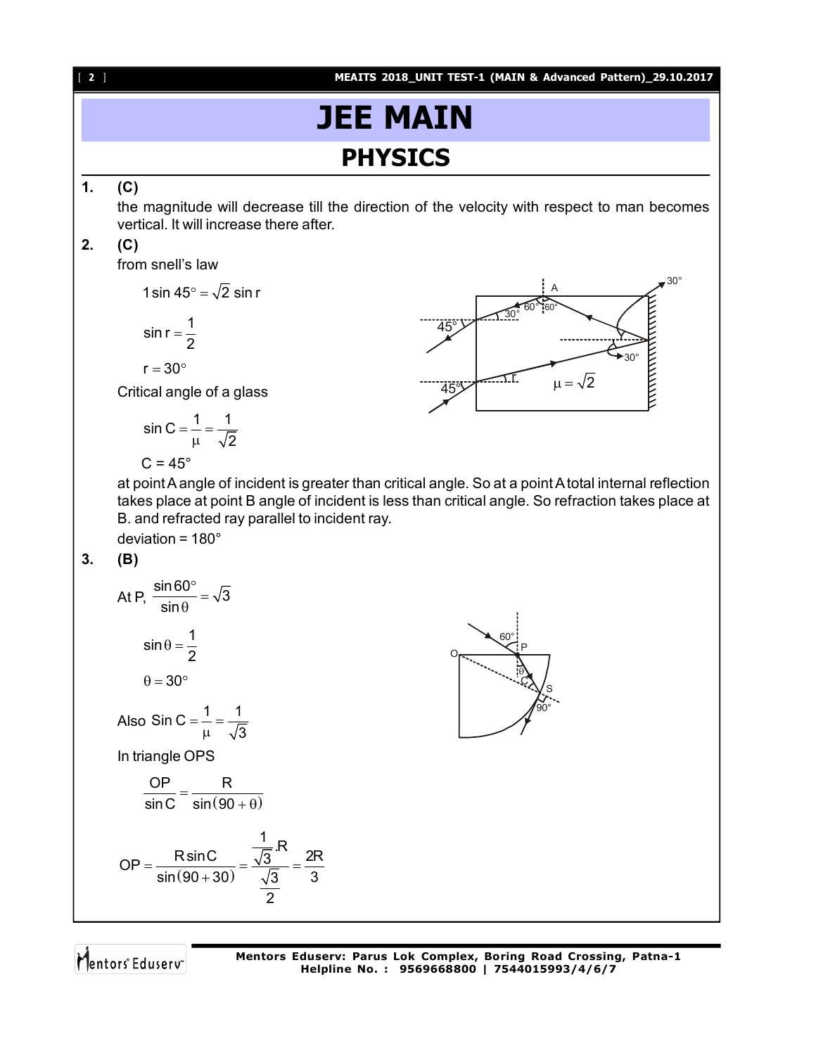# JEE MAIN

## PHYSICS

**1. (C)**

the magnitude will decrease till the direction of the velocity with respect to man becomes vertical. It will increase there after.

**2. (C)**

from snell's law

$$1 \sin 45^\circ = \sqrt{2} \sin r$$

$$\sin r = \frac{1}{2}$$

$$r = 30^\circ$$

Critical angle of a glass

$$\sin C = \frac{1}{\mu} = \frac{1}{\sqrt{2}}$$

$$C = 45^\circ$$

at point A angle of incident is greater than critical angle. So at a point A total internal reflection takes place at point B angle of incident is less than critical angle. So refraction takes place at B. and refracted ray parallel to incident ray.

deviation = 180°

**3. (B)**

At P, $\dfrac{\sin 60^\circ}{\sin\theta} = \sqrt{3}$

$$\sin\theta = \frac{1}{2}$$

$$\theta = 30^\circ$$

Also $\text{Sin } C = \dfrac{1}{\mu} = \dfrac{1}{\sqrt{3}}$

In triangle OPS

$$\frac{OP}{\sin C} = \frac{R}{\sin(90+\theta)}$$

$$OP = \frac{R \sin C}{\sin(90+30)} = \frac{\frac{1}{\sqrt{3}}.R}{\frac{\sqrt{3}}{2}} = \frac{2R}{3}$$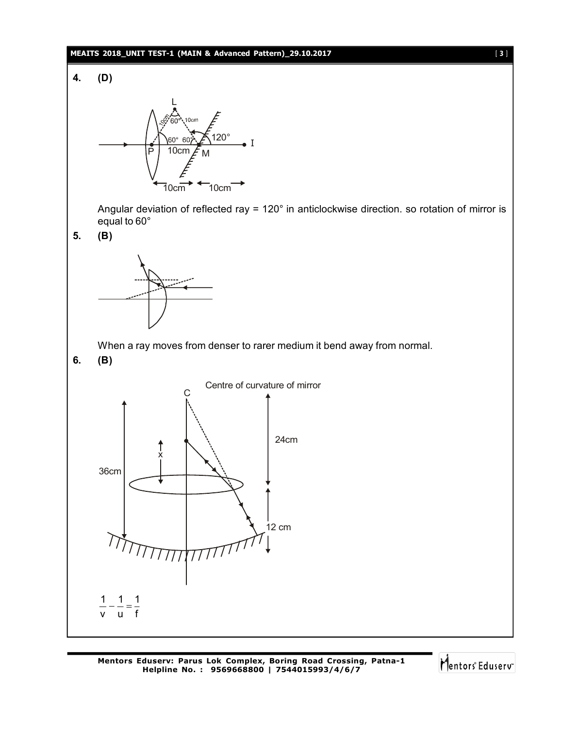**4. (D)**

Angular deviation of reflected ray = 120° in anticlockwise direction. so rotation of mirror is equal to 60°

**5. (B)**

When a ray moves from denser to rarer medium it bend away from normal.

**6. (B)**

$$\frac{1}{v} - \frac{1}{u} = \frac{1}{f}$$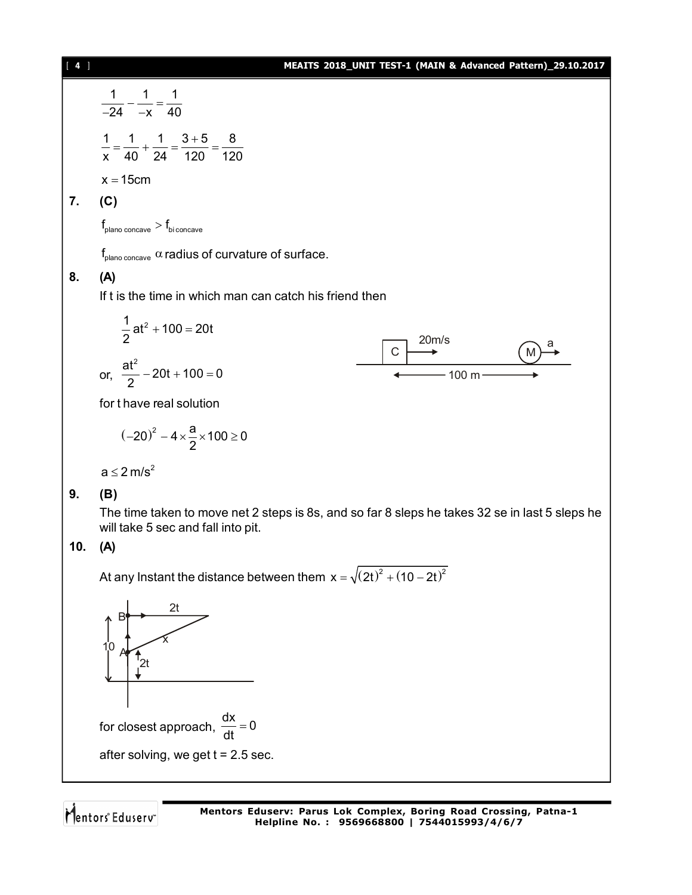$$\frac{1}{-24} - \frac{1}{-x} = \frac{1}{40}$$

$$\frac{1}{x} = \frac{1}{40} + \frac{1}{24} = \frac{3+5}{120} = \frac{8}{120}$$

$x = 15\text{cm}$

**7. (C)**

$f_{\text{plano concave}} > f_{\text{bi concave}}$

$f_{\text{plano concave}} \propto$ radius of curvature of surface.

**8. (A)**

If t is the time in which man can catch his friend then

$$\frac{1}{2}at^2 + 100 = 20t$$

or, $\dfrac{at^2}{2} - 20t + 100 = 0$

C 20m/s — M a — 100 m

for t have real solution

$$(-20)^2 - 4 \times \frac{a}{2} \times 100 \geq 0$$

$a \leq 2\,\text{m/s}^2$

**9. (B)**

The time taken to move net 2 steps is 8s, and so far 8 sleps he takes 32 se in last 5 sleps he will take 5 sec and fall into pit.

**10. (A)**

At any Instant the distance between them $x = \sqrt{(2t)^2 + (10-2t)^2}$

B, 2t, x, 10, A, 2t

for closest approach, $\dfrac{dx}{dt} = 0$

after solving, we get t = 2.5 sec.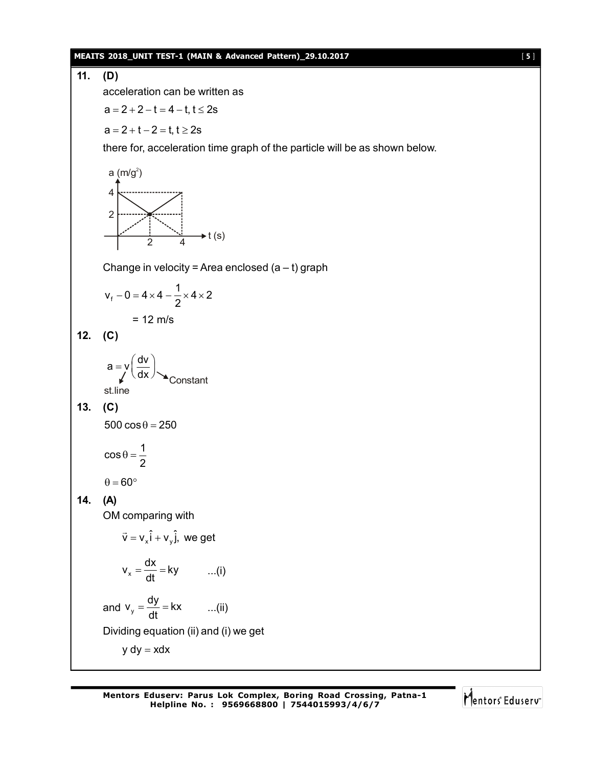**11. (D)**

acceleration can be written as

$a = 2 + 2 - t = 4 - t, t \leq 2s$

$a = 2 + t - 2 = t, t \geq 2s$

there for, acceleration time graph of the particle will be as shown below.

Change in velocity = Area enclosed (a – t) graph

$$v_f - 0 = 4 \times 4 - \frac{1}{2} \times 4 \times 2$$

$= 12$ m/s

**12. (C)**

$$a = v\left(\frac{dv}{dx}\right)$$

st.line, Constant

**13. (C)**

$500 \cos\theta = 250$

$$\cos\theta = \frac{1}{2}$$

$\theta = 60°$

**14. (A)**

OM comparing with

$\vec{v} = v_x\hat{i} + v_y\hat{j},$ we get

$$v_x = \frac{dx}{dt} = ky \quad \text{...(i)}$$

and $v_y = \dfrac{dy}{dt} = kx$ ...(ii)

Dividing equation (ii) and (i) we get

$y\,dy = x dx$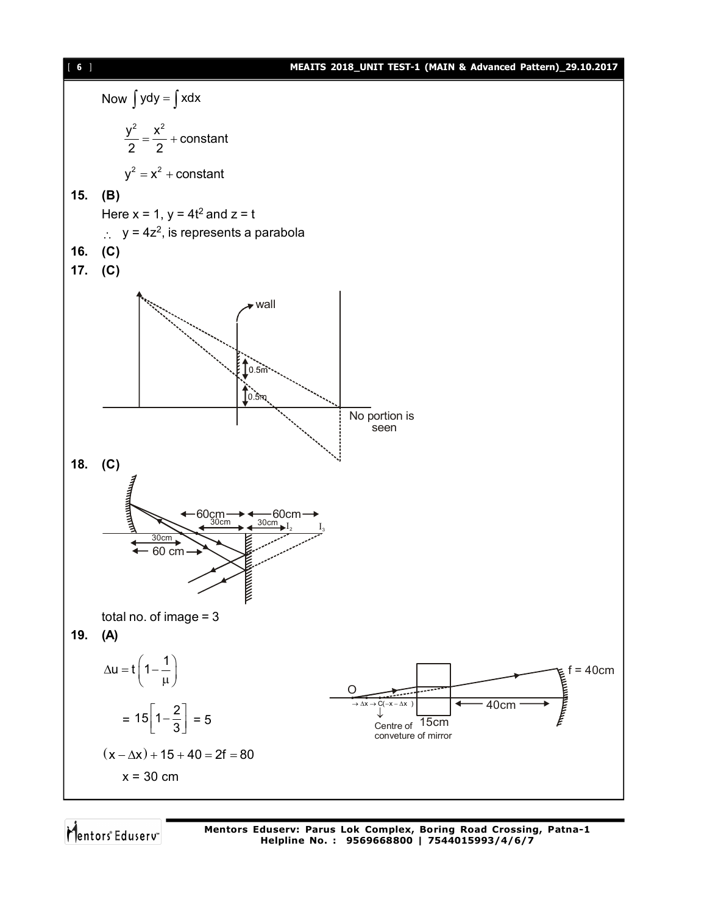Now $\int y\,dy = \int x\,dx$

$$\frac{y^2}{2} = \frac{x^2}{2} + \text{constant}$$

$$y^2 = x^2 + \text{constant}$$

**15. (B)**

Here x = 1, $y = 4t^2$ and z = t

$\therefore$ $y = 4z^2$, is represents a parabola

**16. (C)**

**17. (C)**

wall

0.5m

0.5m

No portion is seen

**18. (C)**

60cm 60cm 30cm 30cm $I_2$ $I_3$ 30cm 60 cm

total no. of image = 3

**19. (A)**

$$\Delta u = t\left(1 - \frac{1}{\mu}\right)$$

$$= 15\left[1 - \frac{2}{3}\right] = 5$$

$$(x - \Delta x) + 15 + 40 = 2f = 80$$

x = 30 cm

O $\rightarrow \Delta x \rightarrow C(-x - \Delta x)$ Centre of conveture of mirror 15cm 40cm f = 40cm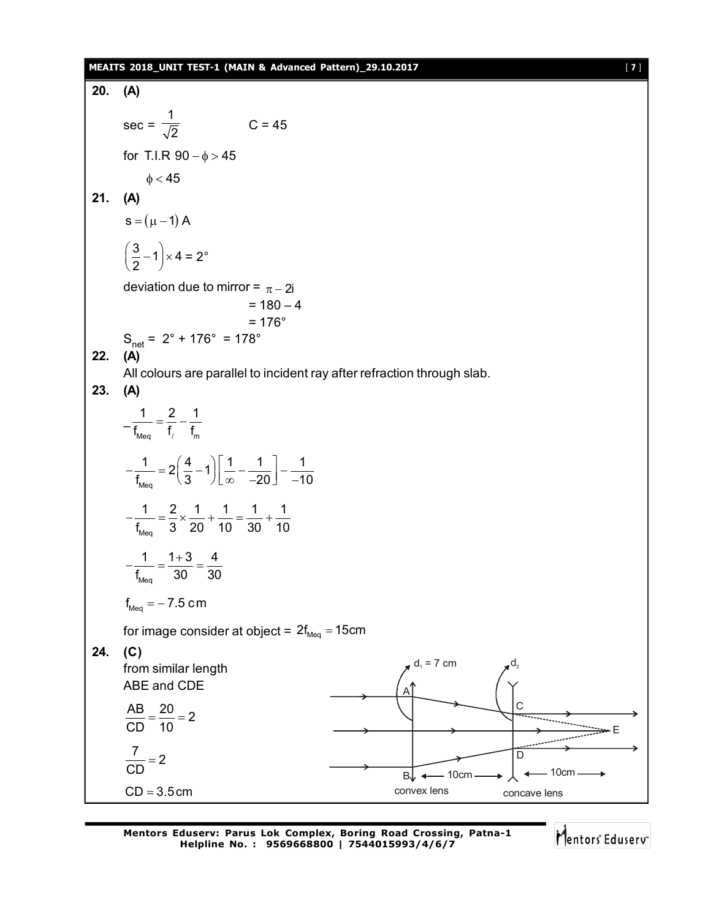**20. (A)**

$\sec = \frac{1}{\sqrt{2}}$ $\qquad\qquad$ C = 45

for T.I.R $90 - \phi > 45$

$\phi < 45$

**21. (A)**

$s = (\mu - 1)\,A$

$\left(\frac{3}{2} - 1\right) \times 4 = 2°$

deviation due to mirror = $\pi - 2i$

$= 180 - 4$

$= 176°$

$S_{net}$ = 2° + 176° = 178°

**22. (A)**

All colours are parallel to incident ray after refraction through slab.

**23. (A)**

$$-\frac{1}{f_{Meq}} = \frac{2}{f_\ell} - \frac{1}{f_m}$$

$$-\frac{1}{f_{Meq}} = 2\left(\frac{4}{3} - 1\right)\left[\frac{1}{\infty} - \frac{1}{-20}\right] - \frac{1}{-10}$$

$$-\frac{1}{f_{Meq}} = \frac{2}{3} \times \frac{1}{20} + \frac{1}{10} = \frac{1}{30} + \frac{1}{10}$$

$$-\frac{1}{f_{Meq}} = \frac{1+3}{30} = \frac{4}{30}$$

$$f_{Meq} = -7.5\text{ cm}$$

for image consider at object = $2f_{Meq} = 15\text{cm}$

**24. (C)**

from similar length ABE and CDE

$$\frac{AB}{CD} = \frac{20}{10} = 2$$

$$\frac{7}{CD} = 2$$

$$CD = 3.5\,\text{cm}$$

$d_1$ = 7 cm, $d_2$; convex lens, concave lens; 10cm, 10cm; A, B, C, D, E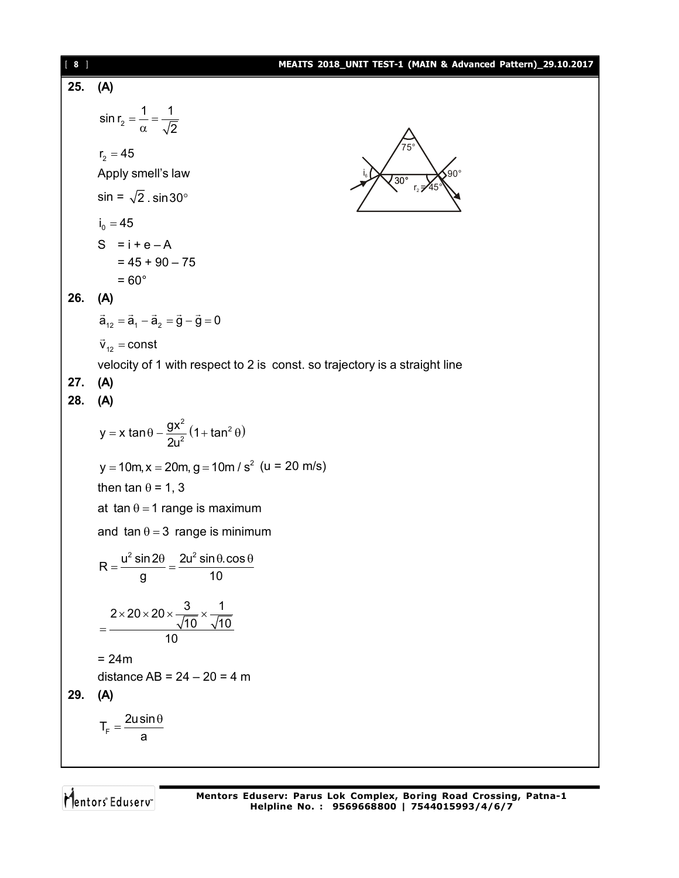**25. (A)**

$\sin r_2 = \frac{1}{\alpha} = \frac{1}{\sqrt{2}}$

$r_2 = 45$

Apply smell's law

$\sin = \sqrt{2} . \sin 30°$

$i_0 = 45$

S $= i + e - A$

$= 45 + 90 - 75$

$= 60°$

**26. (A)**

$\vec{a}_{12} = \vec{a}_1 - \vec{a}_2 = \vec{g} - \vec{g} = 0$

$\vec{v}_{12} = \text{const}$

velocity of 1 with respect to 2 is const. so trajectory is a straight line

**27. (A)**

**28. (A)**

$y = x \tan\theta - \frac{gx^2}{2u^2}(1 + \tan^2\theta)$

$y = 10\text{m}, x = 20\text{m}, g = 10\text{m}/\text{s}^2$ (u = 20 m/s)

then $\tan\theta$ = 1, 3

at $\tan\theta = 1$ range is maximum

and $\tan\theta = 3$ range is minimum

$R = \frac{u^2 \sin 2\theta}{g} = \frac{2u^2 \sin\theta . \cos\theta}{10}$

$= \frac{2 \times 20 \times 20 \times \frac{3}{\sqrt{10}} \times \frac{1}{\sqrt{10}}}{10}$

= 24m

distance AB = 24 – 20 = 4 m

**29. (A)**

$T_F = \frac{2u \sin\theta}{a}$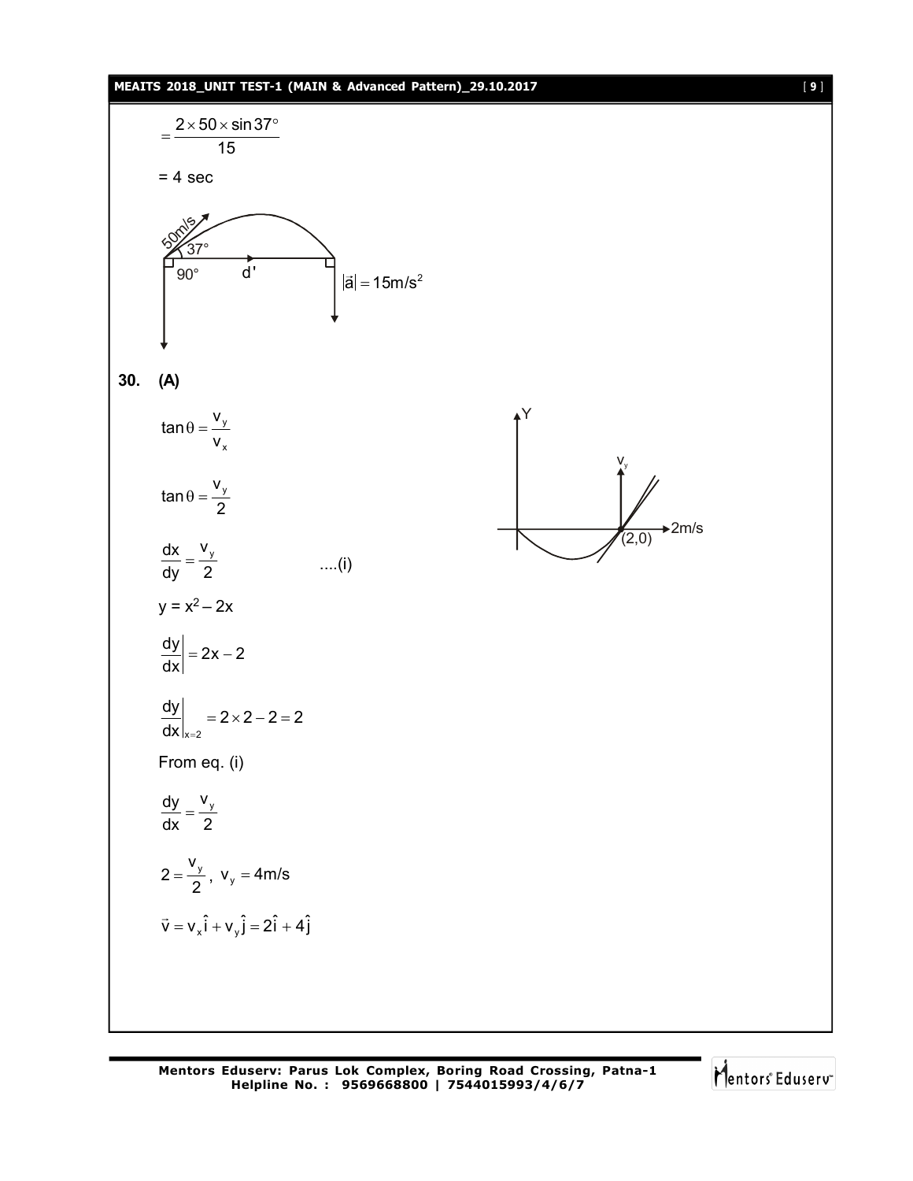$$= \frac{2 \times 50 \times \sin 37^\circ}{15}$$

= 4 sec

**30. (A)**

$$\tan\theta = \frac{v_y}{v_x}$$

$$\tan\theta = \frac{v_y}{2}$$

$$\frac{dx}{dy} = \frac{v_y}{2} \quad \text{....(i)}$$

$y = x^2 - 2x$

$$\left.\frac{dy}{dx}\right| = 2x - 2$$

$$\left.\frac{dy}{dx}\right|_{x=2} = 2 \times 2 - 2 = 2$$

From eq. (i)

$$\frac{dy}{dx} = \frac{v_y}{2}$$

$$2 = \frac{v_y}{2}, \; v_y = 4\text{m/s}$$

$$\vec{v} = v_x\hat{i} + v_y\hat{j} = 2\hat{i} + 4\hat{j}$$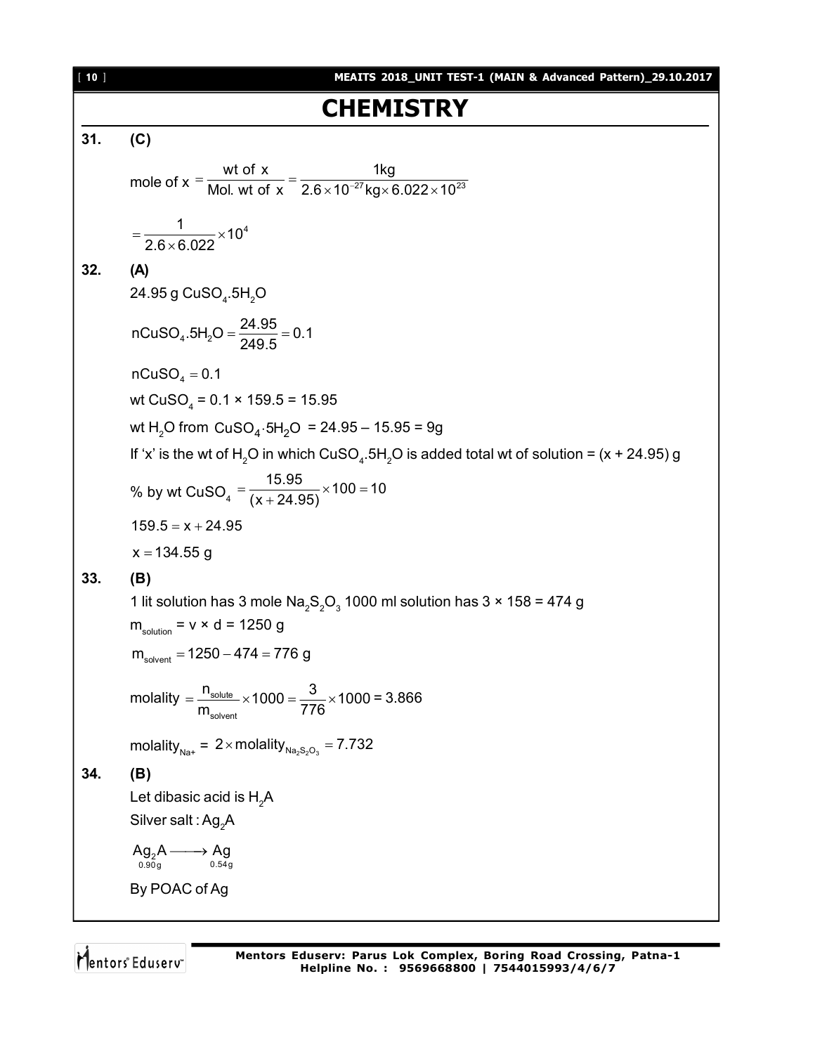# CHEMISTRY

**31. (C)**

$$\text{mole of x} = \frac{\text{wt of x}}{\text{Mol. wt of x}} = \frac{1\text{kg}}{2.6\times10^{-27}\text{kg}\times 6.022\times10^{23}}$$

$$= \frac{1}{2.6\times 6.022}\times 10^{4}$$

**32. (A)**

24.95 g $CuSO_4.5H_2O$

$$nCuSO_4.5H_2O = \frac{24.95}{249.5} = 0.1$$

$nCuSO_4 = 0.1$

wt $CuSO_4$ = 0.1 × 159.5 = 15.95

wt $H_2O$ from $CuSO_4\cdot5H_2O$ = 24.95 – 15.95 = 9g

If 'x' is the wt of $H_2O$ in which $CuSO_4.5H_2O$ is added total wt of solution = (x + 24.95) g

$$\%\text{ by wt } CuSO_4 = \frac{15.95}{(x+24.95)}\times 100 = 10$$

$159.5 = x + 24.95$

$x = 134.55$ g

**33. (B)**

1 lit solution has 3 mole $Na_2S_2O_3$ 1000 ml solution has 3 × 158 = 474 g

$m_{solution}$ = v × d = 1250 g

$m_{solvent} = 1250 - 474 = 776$ g

$$\text{molality} = \frac{n_{solute}}{m_{solvent}}\times 1000 = \frac{3}{776}\times 1000 = 3.866$$

$\text{molality}_{Na+} = 2\times \text{molality}_{Na_2S_2O_3} = 7.732$

**34. (B)**

Let dibasic acid is $H_2A$

Silver salt : $Ag_2A$

$$\underset{0.90g}{Ag_2A} \longrightarrow \underset{0.54g}{Ag}$$

By POAC of Ag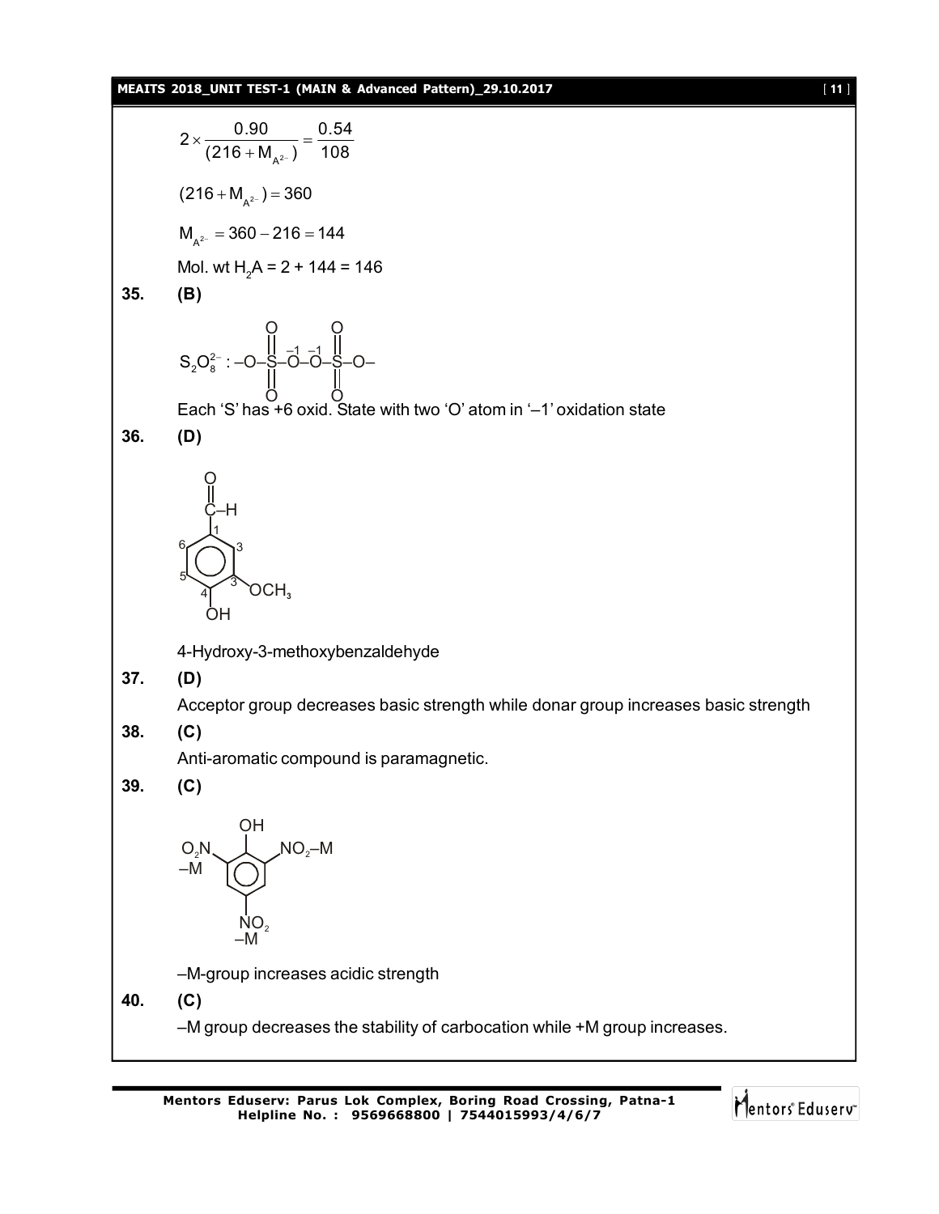$$2 \times \frac{0.90}{(216 + M_{A^{2-}})} = \frac{0.54}{108}$$

$$(216 + M_{A^{2-}}) = 360$$

$$M_{A^{2-}} = 360 - 216 = 144$$

Mol. wt $H_2A$ = 2 + 144 = 146

**35. (B)**

$S_2O_8^{2-}$ : $-O-\overset{O}{\underset{O}{\overset{\|}{\underset{\|}{S}}}}-\overset{-1}{O}-\overset{-1}{O}-\overset{O}{\underset{O}{\overset{\|}{\underset{\|}{S}}}}-O-$

Each 'S' has +6 oxid. State with two 'O' atom in '–1' oxidation state

**36. (D)**

(Structure: benzene ring with CHO at position 1, $OCH_3$ at position 3, OH at position 4)

4-Hydroxy-3-methoxybenzaldehyde

**37. (D)**

Acceptor group decreases basic strength while donar group increases basic strength

**38. (C)**

Anti-aromatic compound is paramagnetic.

**39. (C)**

(Structure: phenol with $O_2N$ (–M) at position 2, $NO_2$ (–M) at position 6, $NO_2$ (–M) at position 4)

–M-group increases acidic strength

**40. (C)**

–M group decreases the stability of carbocation while +M group increases.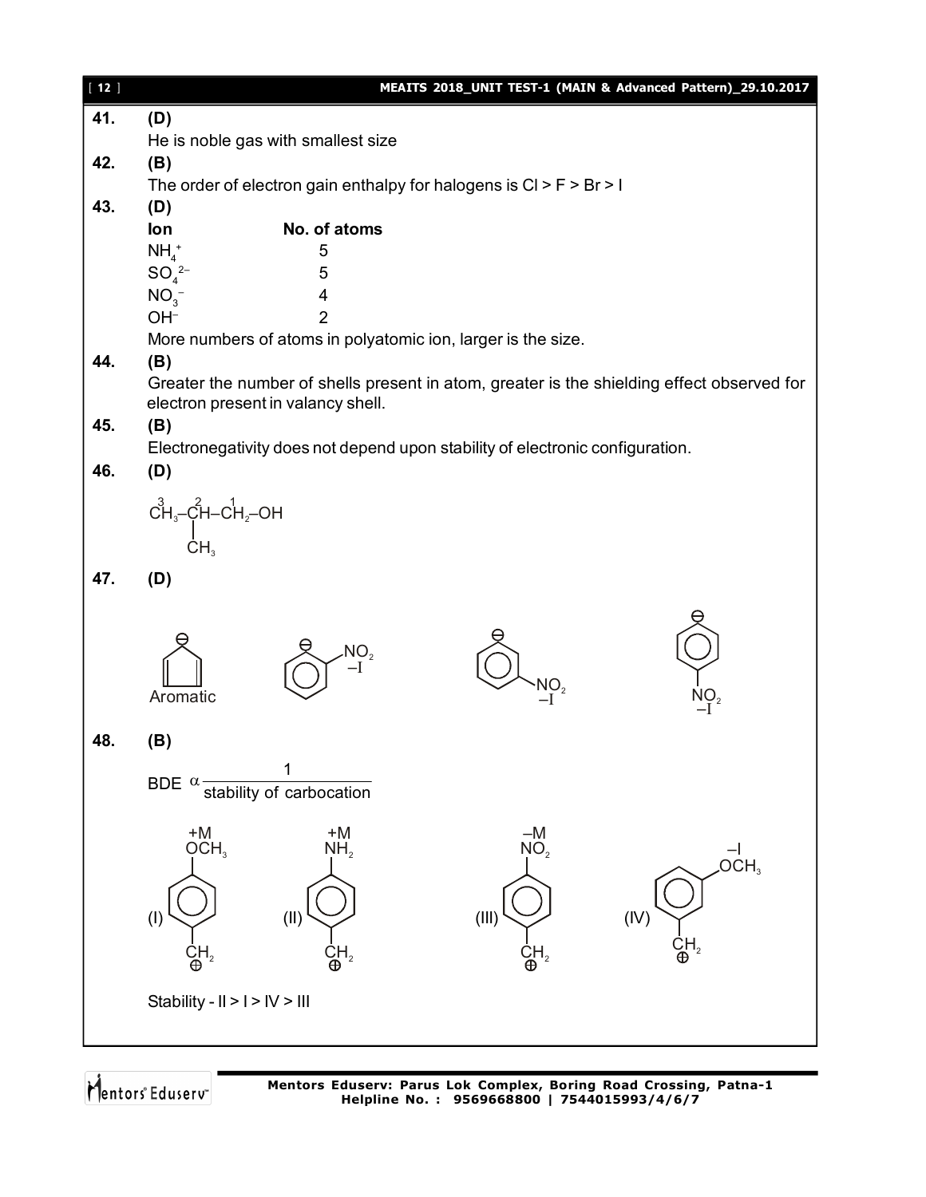**41.** **(D)**

He is noble gas with smallest size

**42.** **(B)**

The order of electron gain enthalpy for halogens is Cl > F > Br > I

**43.** **(D)**

| Ion | No. of atoms |
|---|---|
| $NH_4^+$ | 5 |
| $SO_4^{2-}$ | 5 |
| $NO_3^-$ | 4 |
| $OH^-$ | 2 |

More numbers of atoms in polyatomic ion, larger is the size.

**44.** **(B)**

Greater the number of shells present in atom, greater is the shielding effect observed for electron present in valancy shell.

**45.** **(B)**

Electronegativity does not depend upon stability of electronic configuration.

**46.** **(D)**

$\overset{3}{C}H_3-\overset{2}{C}H(CH_3)-\overset{1}{C}H_2-OH$

**47.** **(D)**

Cyclopentadienyl anion – Aromatic; o-nitrophenyl anion ($NO_2$, –I); m-nitrophenyl anion ($NO_2$, –I); p-nitrophenyl anion ($NO_2$, –I)

**48.** **(B)**

$$\text{BDE} \ \alpha \ \frac{1}{\text{stability of carbocation}}$$

(I) p-$OCH_3$ (+M) benzyl carbocation $C_6H_4CH_2^{\oplus}$

(II) p-$NH_2$ (+M) benzyl carbocation $C_6H_4CH_2^{\oplus}$

(III) p-$NO_2$ (–M) benzyl carbocation $C_6H_4CH_2^{\oplus}$

(IV) m-$OCH_3$ (–I) benzyl carbocation $C_6H_4CH_2^{\oplus}$

Stability - II > I > IV > III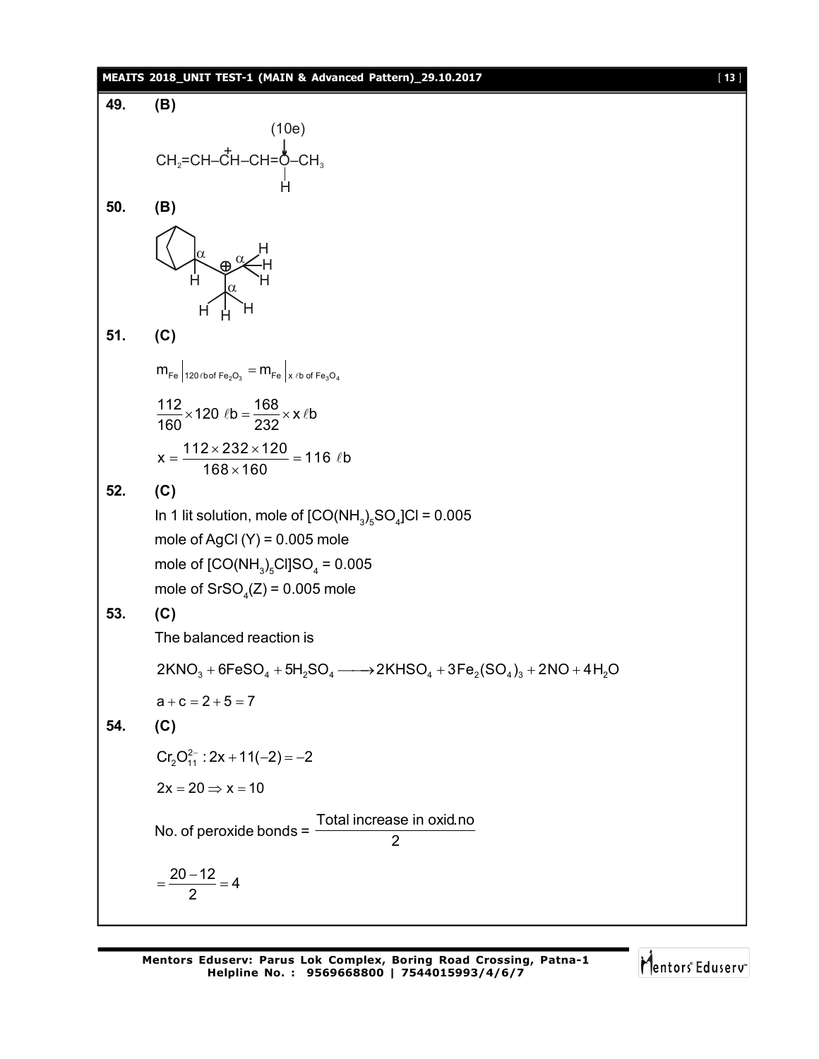**49.** **(B)**

$$\overset{(10e)}{CH_2=CH-\overset{+}{C}H-CH=\underset{|}{\overset{}{O}}-CH_3}$$
$$\qquad\qquad\qquad\qquad\quad H$$

**50.** **(B)**

**51.** **(C)**

$$m_{Fe}\Big|_{120\,\ell b\,of\,Fe_2O_3} = m_{Fe}\Big|_{x\,\ell b\,of\,Fe_3O_4}$$

$$\frac{112}{160}\times 120\ \ell b = \frac{168}{232}\times x\,\ell b$$

$$x = \frac{112\times 232\times 120}{168\times 160} = 116\ \ell b$$

**52.** **(C)**

In 1 lit solution, mole of $[CO(NH_3)_5SO_4]Cl$ = 0.005

mole of AgCl (Y) = 0.005 mole

mole of $[CO(NH_3)_5Cl]SO_4$ = 0.005

mole of $SrSO_4$(Z) = 0.005 mole

**53.** **(C)**

The balanced reaction is

$$2KNO_3 + 6FeSO_4 + 5H_2SO_4 \longrightarrow 2KHSO_4 + 3Fe_2(SO_4)_3 + 2NO + 4H_2O$$

$$a + c = 2 + 5 = 7$$

**54.** **(C)**

$$Cr_2O_{11}^{2-} : 2x + 11(-2) = -2$$

$$2x = 20 \Rightarrow x = 10$$

No. of peroxide bonds = $\dfrac{\text{Total increase in oxid.no}}{2}$

$$= \frac{20-12}{2} = 4$$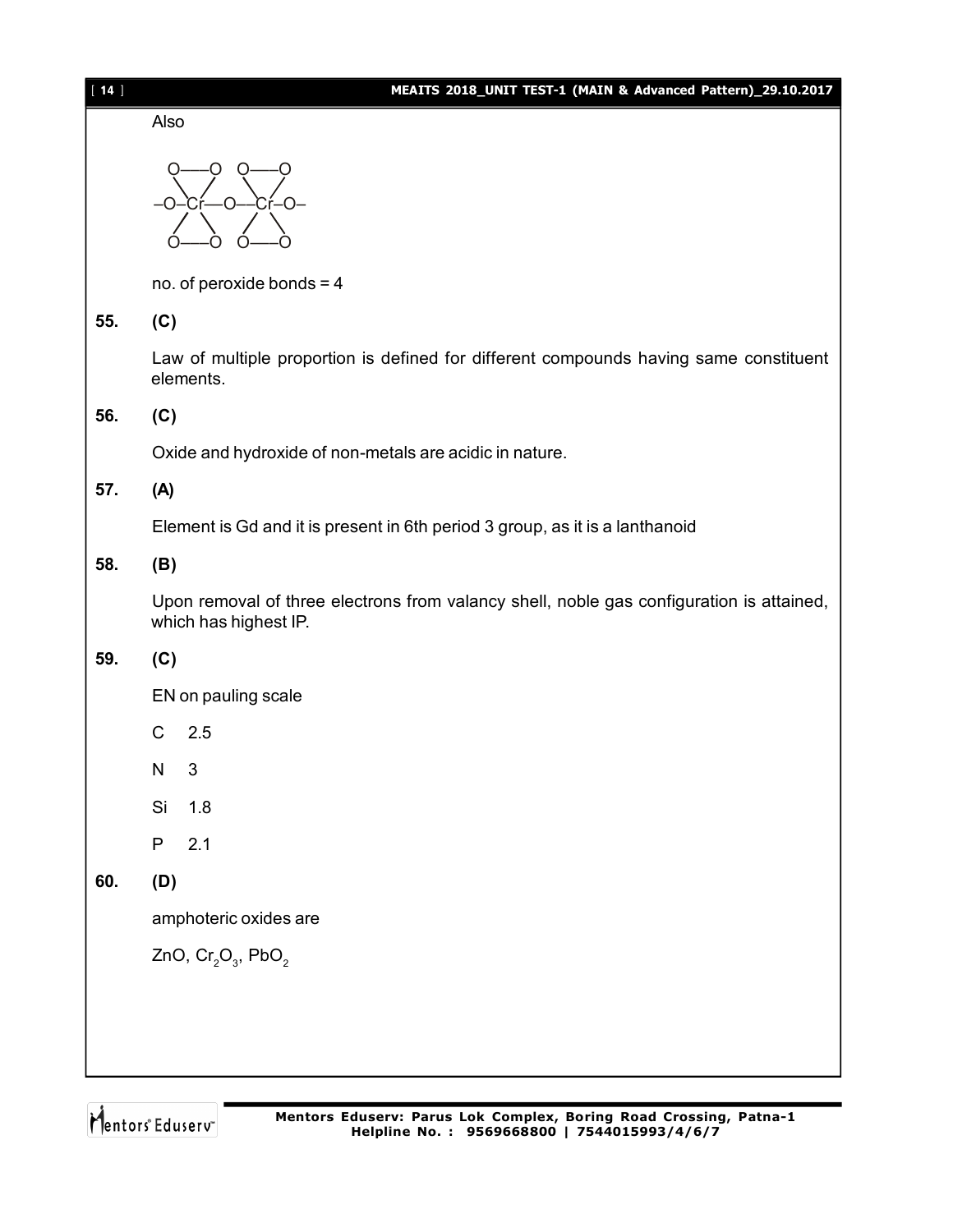Also

```
 O——O   O——O
  \  /   \  /
–O–Cr—O—–Cr–O–
  /  \   /  \
 O——O   O——O
```

no. of peroxide bonds = 4

**55. (C)**

Law of multiple proportion is defined for different compounds having same constituent elements.

**56. (C)**

Oxide and hydroxide of non-metals are acidic in nature.

**57. (A)**

Element is Gd and it is present in 6th period 3 group, as it is a lanthanoid

**58. (B)**

Upon removal of three electrons from valancy shell, noble gas configuration is attained, which has highest IP.

**59. (C)**

EN on pauling scale

C 2.5

N 3

Si 1.8

P 2.1

**60. (D)**

amphoteric oxides are

ZnO, $Cr_2O_3$, $PbO_2$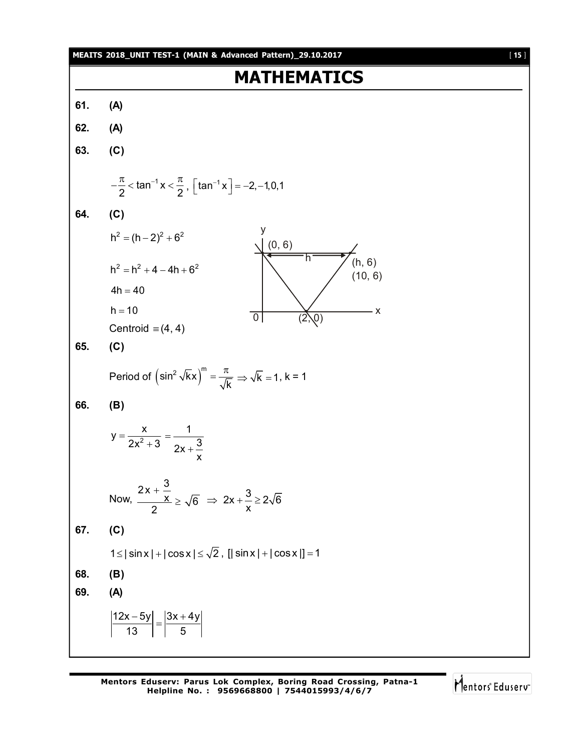# MATHEMATICS

**61.** **(A)**

**62.** **(A)**

**63.** **(C)**

$$-\frac{\pi}{2} < \tan^{-1} x < \frac{\pi}{2},\ \left[\tan^{-1} x\right] = -2, -1, 0, 1$$

**64.** **(C)**

$$h^2 = (h-2)^2 + 6^2$$

$$h^2 = h^2 + 4 - 4h + 6^2$$

$$4h = 40$$

$$h = 10$$

Centroid $\equiv (4, 4)$

**65.** **(C)**

Period of $\left(\sin^2 \sqrt{k}x\right)^m = \frac{\pi}{\sqrt{k}} \Rightarrow \sqrt{k} = 1$, k = 1

**66.** **(B)**

$$y = \frac{x}{2x^2 + 3} = \frac{1}{2x + \frac{3}{x}}$$

Now, $\frac{2x + \frac{3}{x}}{2} \geq \sqrt{6} \Rightarrow 2x + \frac{3}{x} \geq 2\sqrt{6}$

**67.** **(C)**

$1 \leq |\sin x| + |\cos x| \leq \sqrt{2}$, $[|\sin x| + |\cos x|] = 1$

**68.** **(B)**

**69.** **(A)**

$$\left|\frac{12x - 5y}{13}\right| = \left|\frac{3x + 4y}{5}\right|$$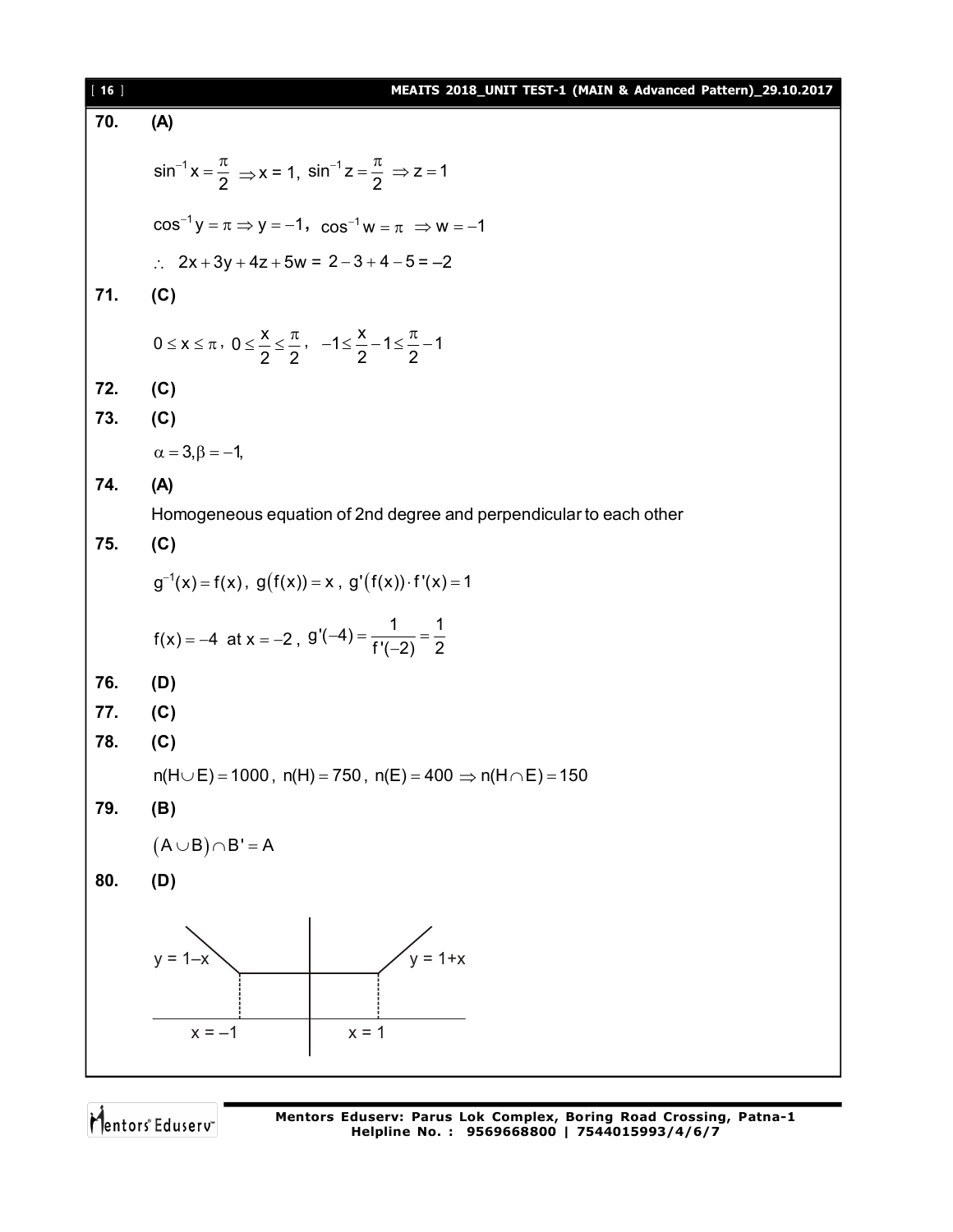**70.** **(A)**

$\sin^{-1} x = \frac{\pi}{2} \Rightarrow x = 1$, $\sin^{-1} z = \frac{\pi}{2} \Rightarrow z = 1$

$\cos^{-1} y = \pi \Rightarrow y = -1$, $\cos^{-1} w = \pi \Rightarrow w = -1$

$\therefore\ 2x + 3y + 4z + 5w = 2 - 3 + 4 - 5 = -2$

**71.** **(C)**

$0 \le x \le \pi$, $0 \le \frac{x}{2} \le \frac{\pi}{2}$, $-1 \le \frac{x}{2} - 1 \le \frac{\pi}{2} - 1$

**72.** **(C)**

**73.** **(C)**

$\alpha = 3, \beta = -1,$

**74.** **(A)**

Homogeneous equation of 2nd degree and perpendicular to each other

**75.** **(C)**

$g^{-1}(x) = f(x)$, $g(f(x)) = x$, $g'(f(x)) \cdot f'(x) = 1$

$f(x) = -4$ at $x = -2$, $g'(-4) = \frac{1}{f'(-2)} = \frac{1}{2}$

**76.** **(D)**

**77.** **(C)**

**78.** **(C)**

$n(H \cup E) = 1000$, $n(H) = 750$, $n(E) = 400 \Rightarrow n(H \cap E) = 150$

**79.** **(B)**

$(A \cup B) \cap B' = A$

**80.** **(D)**

$y = 1 - x$ | $y = 1 + x$

$x = -1$ | $x = 1$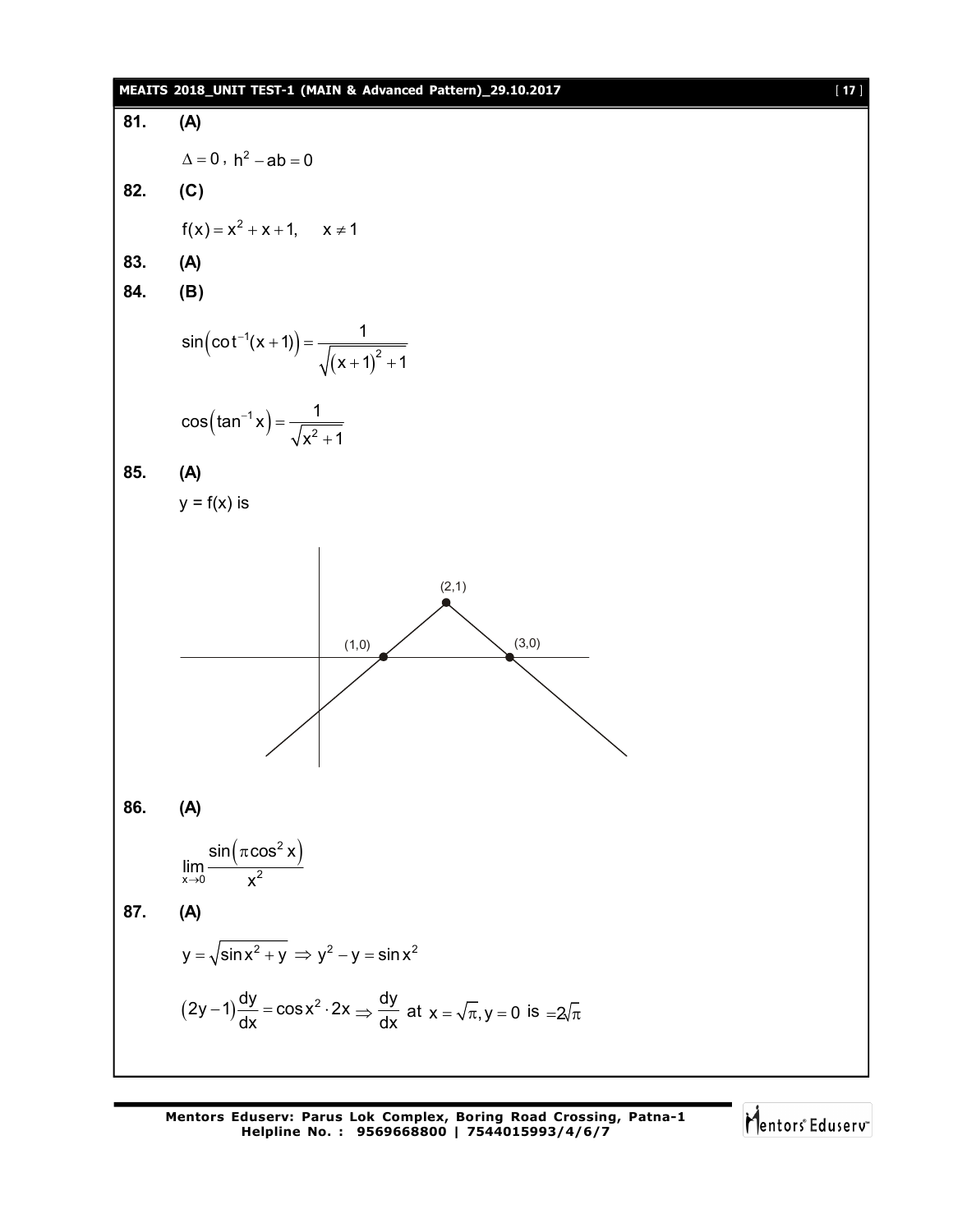**81.** **(A)**

$\Delta = 0$ , $h^2 - ab = 0$

**82.** **(C)**

$f(x) = x^2 + x + 1, \quad x \neq 1$

**83.** **(A)**

**84.** **(B)**

$$\sin\left(\cot^{-1}(x+1)\right) = \frac{1}{\sqrt{(x+1)^2 + 1}}$$

$$\cos\left(\tan^{-1} x\right) = \frac{1}{\sqrt{x^2 + 1}}$$

**85.** **(A)**

y = f(x) is

(2,1)

(1,0)

(3,0)

**86.** **(A)**

$$\lim_{x \to 0} \frac{\sin\left(\pi \cos^2 x\right)}{x^2}$$

**87.** **(A)**

$y = \sqrt{\sin x^2 + y} \Rightarrow y^2 - y = \sin x^2$

$(2y - 1)\frac{dy}{dx} = \cos x^2 \cdot 2x \Rightarrow \frac{dy}{dx}$ at $x = \sqrt{\pi}, y = 0$ is $= 2\sqrt{\pi}$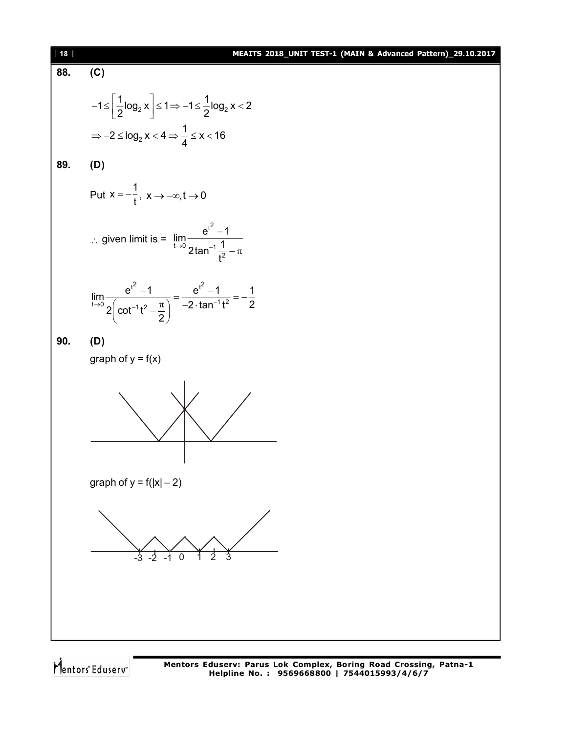**88.** **(C)**

$$-1 \le \left[\frac{1}{2}\log_2 x\right] \le 1 \Rightarrow -1 \le \frac{1}{2}\log_2 x < 2$$

$$\Rightarrow -2 \le \log_2 x < 4 \Rightarrow \frac{1}{4} \le x < 16$$

**89.** **(D)**

Put $x = -\frac{1}{t}$, $x \to -\infty, t \to 0$

$\therefore$ given limit is = $\lim\limits_{t \to 0} \dfrac{e^{t^2} - 1}{2\tan^{-1}\frac{1}{t^2} - \pi}$

$$\lim_{t \to 0} \frac{e^{t^2} - 1}{2\left(\cot^{-1} t^2 - \frac{\pi}{2}\right)} = \frac{e^{t^2} - 1}{-2 \cdot \tan^{-1} t^2} = -\frac{1}{2}$$

**90.** **(D)**

graph of y = f(x)

graph of y = f(|x| – 2)

-3 -2 -1 0 1 2 3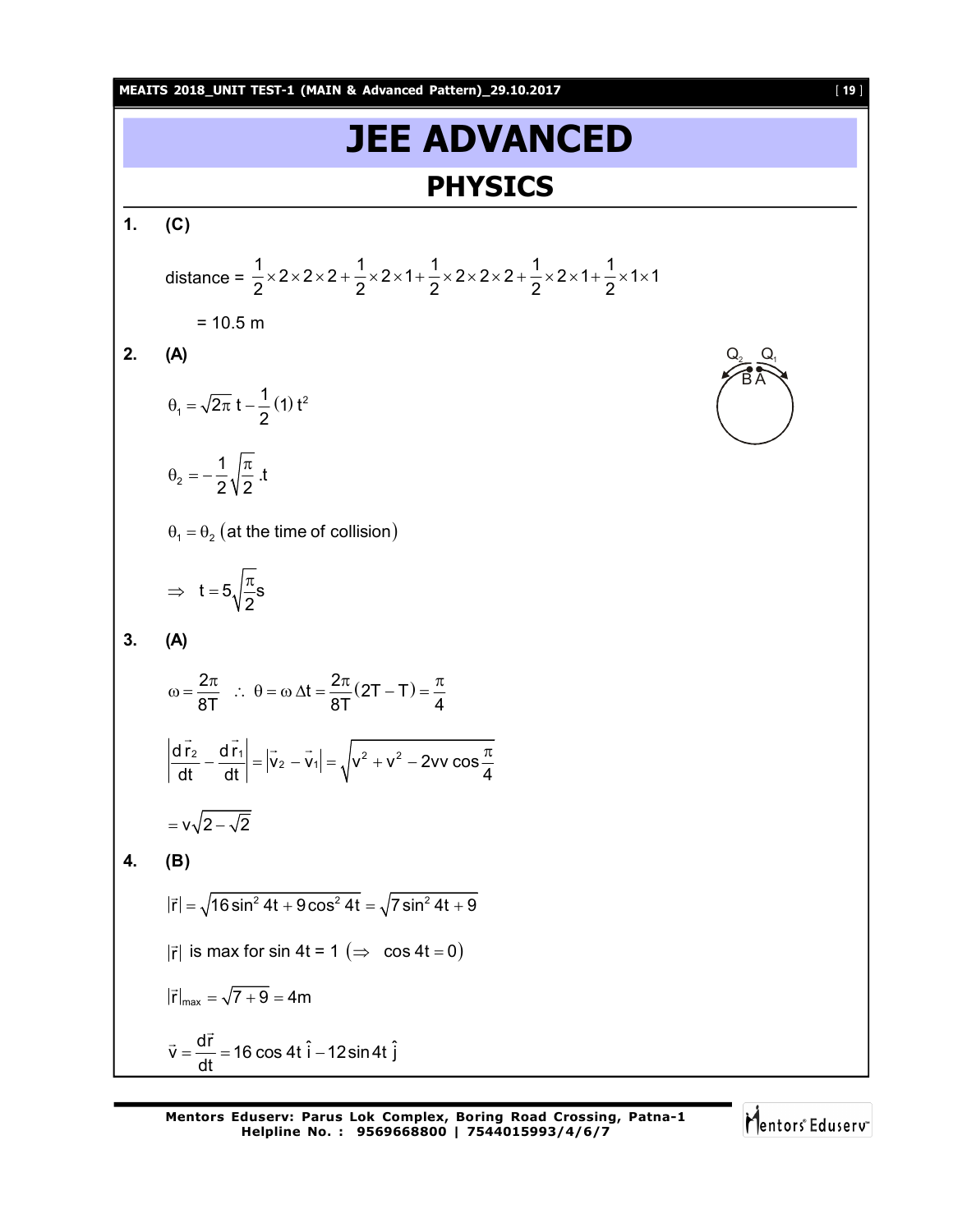# JEE ADVANCED

## PHYSICS

**1. (C)**

distance = $\frac{1}{2}\times 2\times 2\times 2+\frac{1}{2}\times 2\times 1+\frac{1}{2}\times 2\times 2\times 2+\frac{1}{2}\times 2\times 1+\frac{1}{2}\times 1\times 1$

= 10.5 m

**2. (A)**

$$\theta_1=\sqrt{2\pi}\,t-\frac{1}{2}(1)\,t^2$$

$$\theta_2=-\frac{1}{2}\sqrt{\frac{\pi}{2}}.t$$

$$\theta_1=\theta_2 \text{ (at the time of collision)}$$

$$\Rightarrow\ t=5\sqrt{\frac{\pi}{2}}s$$

**3. (A)**

$$\omega=\frac{2\pi}{8T}\ \ \therefore\ \theta=\omega\,\Delta t=\frac{2\pi}{8T}(2T-T)=\frac{\pi}{4}$$

$$\left|\frac{d\vec{r}_2}{dt}-\frac{d\vec{r}_1}{dt}\right|=\left|\vec{v}_2-\vec{v}_1\right|=\sqrt{v^2+v^2-2vv\cos\frac{\pi}{4}}$$

$$=v\sqrt{2-\sqrt{2}}$$

**4. (B)**

$$|\vec{r}|=\sqrt{16\sin^2 4t+9\cos^2 4t}=\sqrt{7\sin^2 4t+9}$$

$|\vec{r}|$ is max for sin 4t = 1 $(\Rightarrow\ \cos 4t=0)$

$$|\vec{r}|_{max}=\sqrt{7+9}=4m$$

$$\vec{v}=\frac{d\vec{r}}{dt}=16\cos 4t\,\hat{i}-12\sin 4t\,\hat{j}$$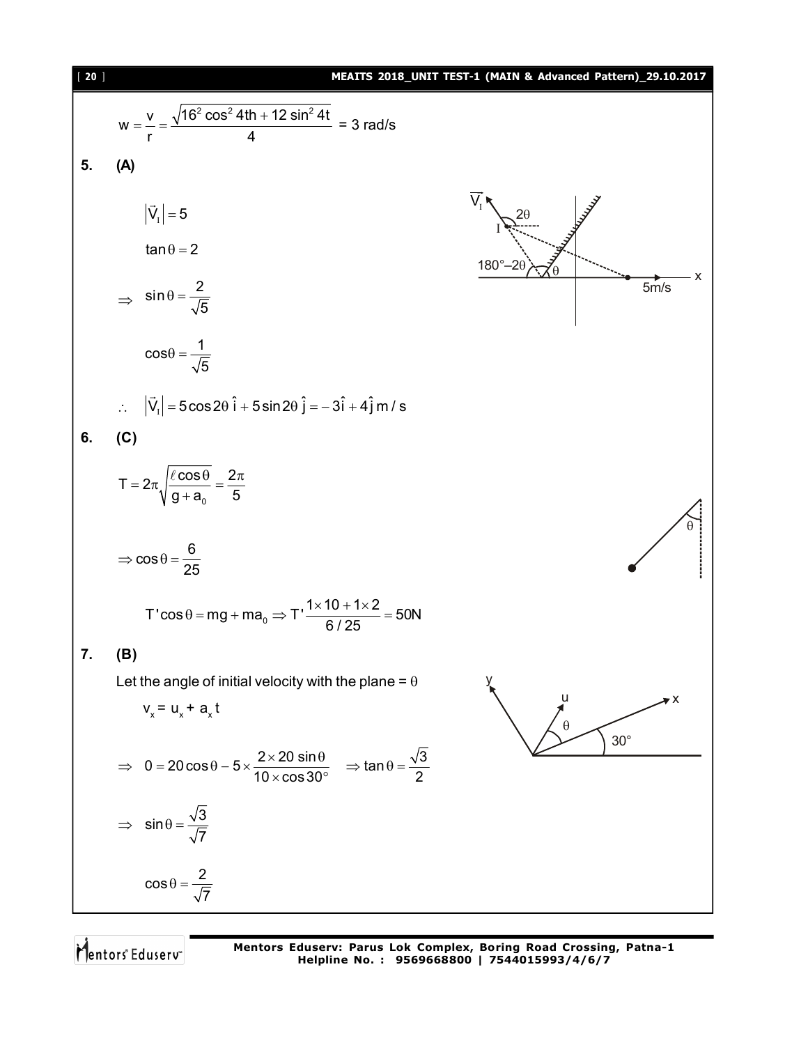$$w = \frac{v}{r} = \frac{\sqrt{16^2 \cos^2 4th + 12 \sin^2 4t}}{4} = 3 \text{ rad/s}$$

**5. (A)**

$$\left|\vec{V}_I\right| = 5$$

$$\tan\theta = 2$$

$$\Rightarrow \quad \sin\theta = \frac{2}{\sqrt{5}}$$

$$\cos\theta = \frac{1}{\sqrt{5}}$$

$$\therefore \quad \left|\vec{V}_I\right| = 5\cos 2\theta\,\hat{i} + 5\sin 2\theta\,\hat{j} = -3\hat{i} + 4\hat{j}\text{ m/s}$$

**6. (C)**

$$T = 2\pi\sqrt{\frac{\ell\cos\theta}{g + a_0}} = \frac{2\pi}{5}$$

$$\Rightarrow \cos\theta = \frac{6}{25}$$

$$T'\cos\theta = mg + ma_0 \Rightarrow T'\frac{1\times 10 + 1\times 2}{6/25} = 50\text{N}$$

**7. (B)**

Let the angle of initial velocity with the plane = $\theta$

$$v_x = u_x + a_x t$$

$$\Rightarrow \quad 0 = 20\cos\theta - 5\times\frac{2\times 20\sin\theta}{10\times\cos 30^\circ} \quad \Rightarrow \tan\theta = \frac{\sqrt{3}}{2}$$

$$\Rightarrow \quad \sin\theta = \frac{\sqrt{3}}{\sqrt{7}}$$

$$\cos\theta = \frac{2}{\sqrt{7}}$$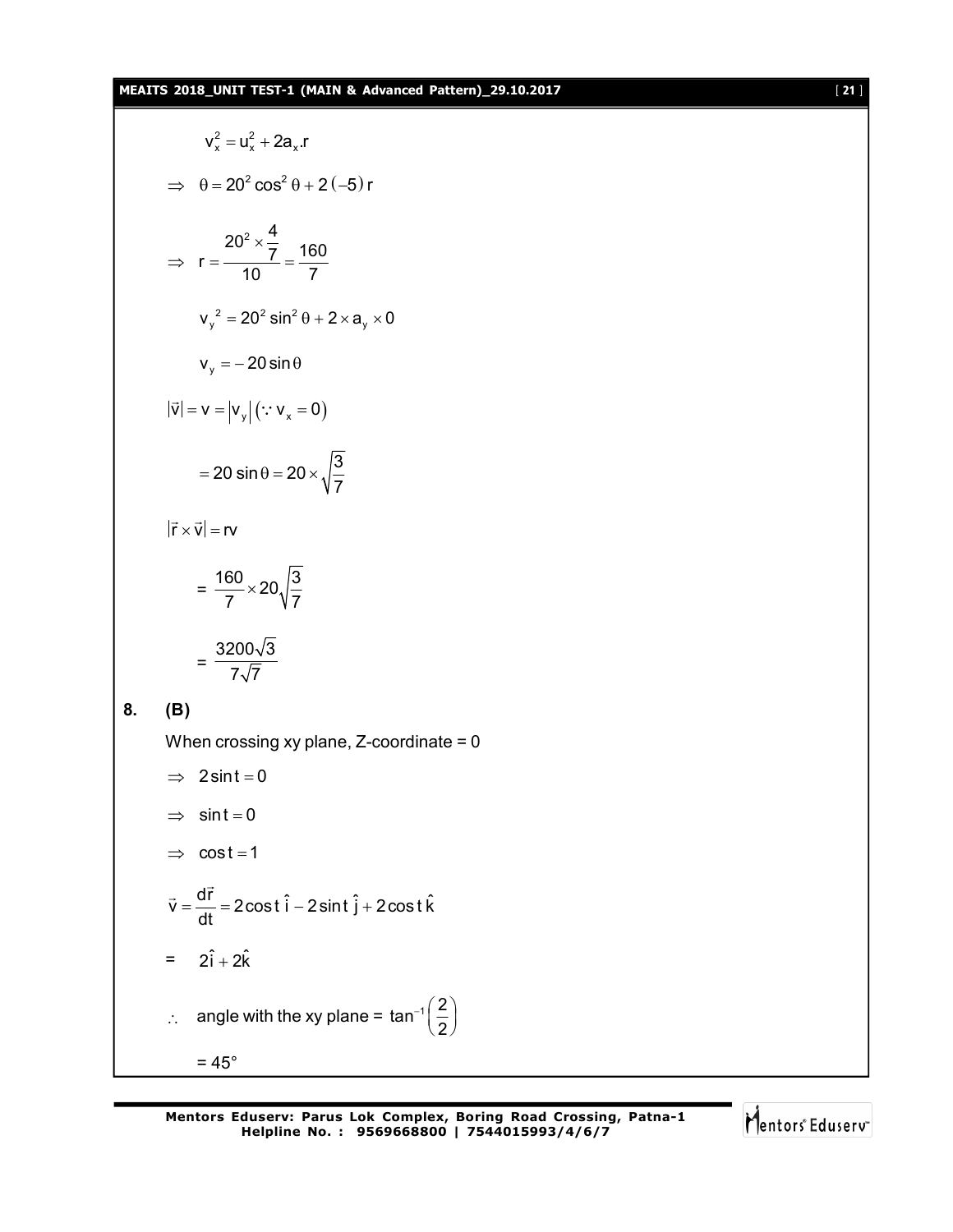$$v_x^2 = u_x^2 + 2a_x.r$$

$$\Rightarrow \quad \theta = 20^2 \cos^2 \theta + 2(-5)\, r$$

$$\Rightarrow \quad r = \frac{20^2 \times \frac{4}{7}}{10} = \frac{160}{7}$$

$$v_y^{\,2} = 20^2 \sin^2 \theta + 2 \times a_y \times 0$$

$$v_y = -\,20 \sin \theta$$

$$|\vec{v}| = v = |v_y| \; (\because v_x = 0)$$

$$= 20 \sin \theta = 20 \times \sqrt{\frac{3}{7}}$$

$$|\vec{r} \times \vec{v}| = rv$$

$$= \frac{160}{7} \times 20\sqrt{\frac{3}{7}}$$

$$= \frac{3200\sqrt{3}}{7\sqrt{7}}$$

**8. (B)**

When crossing xy plane, Z-coordinate = 0

$$\Rightarrow \quad 2\sin t = 0$$

$$\Rightarrow \quad \sin t = 0$$

$$\Rightarrow \quad \cos t = 1$$

$$\vec{v} = \frac{d\vec{r}}{dt} = 2\cos t\, \hat{i} - 2\sin t\, \hat{j} + 2\cos t\, \hat{k}$$

$$= \quad 2\hat{i} + 2\hat{k}$$

$\therefore$ angle with the xy plane = $\tan^{-1}\left(\frac{2}{2}\right)$

= 45°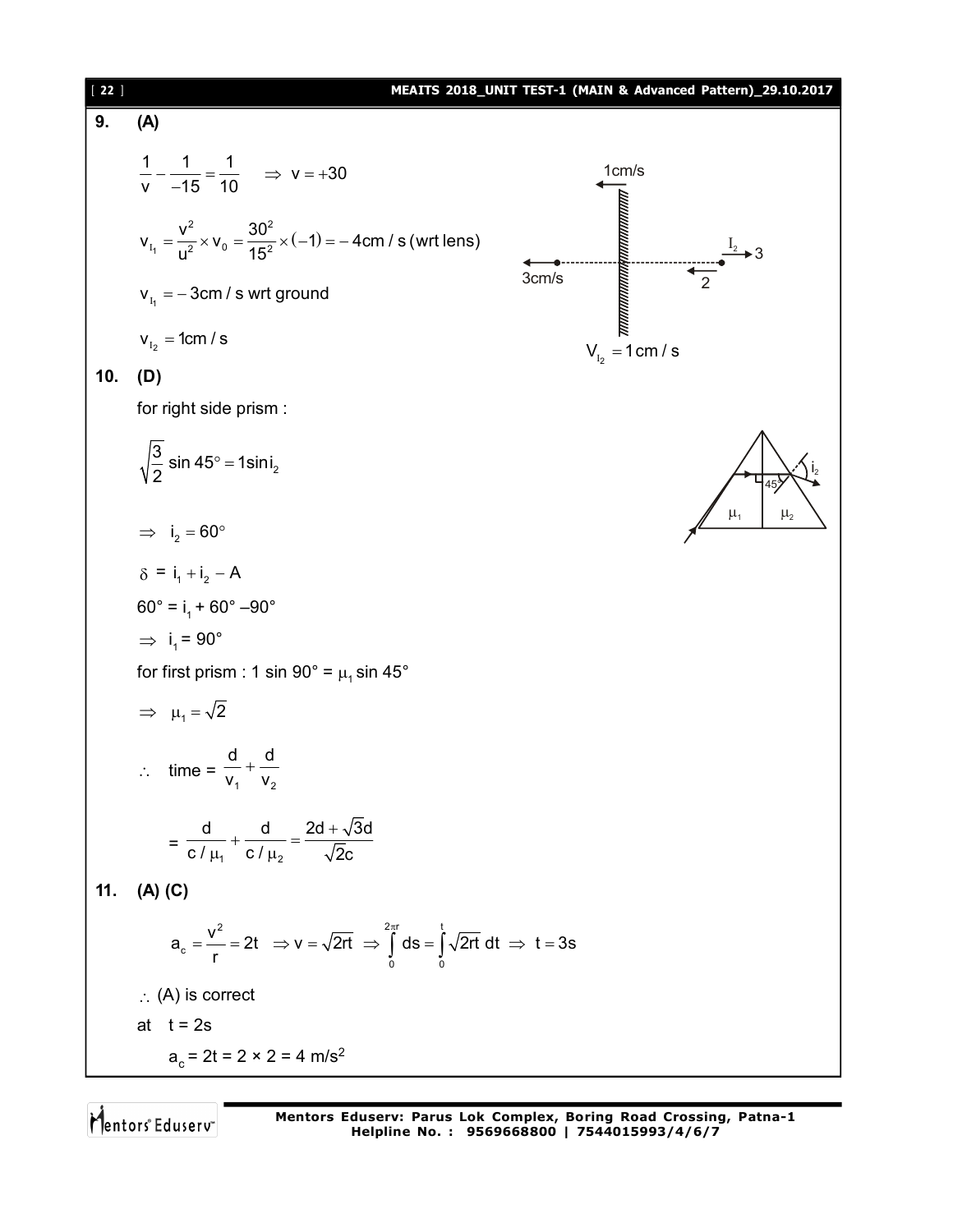**9.** **(A)**

$$\frac{1}{v}-\frac{1}{-15}=\frac{1}{10} \quad \Rightarrow v=+30$$

$$v_{I_1}=\frac{v^2}{u^2}\times v_0=\frac{30^2}{15^2}\times(-1)=-4\text{cm/s (wrt lens)}$$

$$v_{I_1}=-3\text{cm/s wrt ground}$$

$$v_{I_2}=1\text{cm/s}$$

1cm/s

3cm/s

$I_2$ 3

2

$$V_{I_2}=1\text{ cm/s}$$

**10.** **(D)**

for right side prism :

$$\sqrt{\frac{3}{2}}\sin 45^\circ = 1\sin i_2$$

$$\Rightarrow \quad i_2 = 60^\circ$$

$$\delta = i_1 + i_2 - A$$

$$60^\circ = i_1 + 60^\circ - 90^\circ$$

$$\Rightarrow \; i_1 = 90^\circ$$

for first prism : $1 \sin 90^\circ = \mu_1 \sin 45^\circ$

$$\Rightarrow \quad \mu_1 = \sqrt{2}$$

$$\therefore \quad \text{time} = \frac{d}{v_1}+\frac{d}{v_2}$$

$$= \frac{d}{c/\mu_1}+\frac{d}{c/\mu_2}=\frac{2d+\sqrt{3}d}{\sqrt{2}c}$$

**11.** **(A) (C)**

$$a_c=\frac{v^2}{r}=2t \;\; \Rightarrow v=\sqrt{2rt} \;\Rightarrow \int_0^{2\pi r} ds=\int_0^t \sqrt{2rt}\,dt \;\Rightarrow\; t=3s$$

$\therefore$ (A) is correct

at $t = 2s$

$$a_c = 2t = 2\times 2 = 4 \text{ m/s}^2$$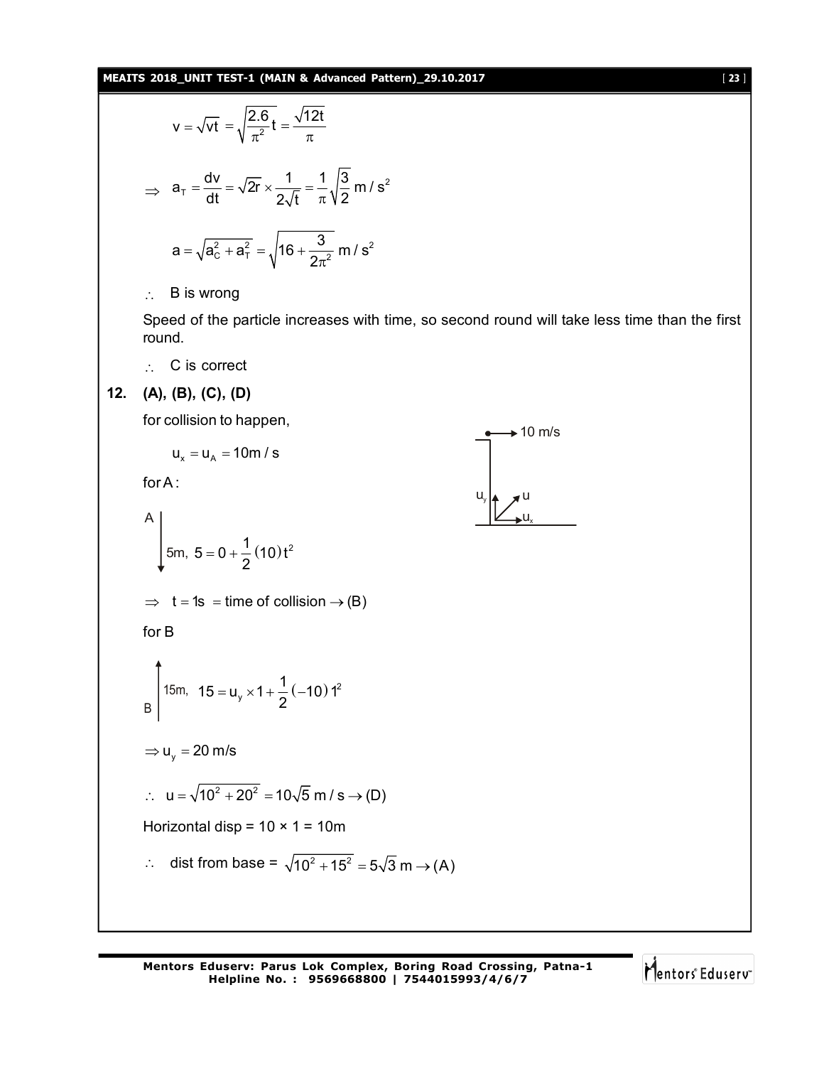$$v = \sqrt{vt} = \sqrt{\frac{2.6}{\pi^2}t} = \frac{\sqrt{12t}}{\pi}$$

$$\Rightarrow \quad a_T = \frac{dv}{dt} = \sqrt{2r} \times \frac{1}{2\sqrt{t}} = \frac{1}{\pi}\sqrt{\frac{3}{2}}\ m/s^2$$

$$a = \sqrt{a_C^2 + a_T^2} = \sqrt{16 + \frac{3}{2\pi^2}}\ m/s^2$$

$\therefore$ B is wrong

Speed of the particle increases with time, so second round will take less time than the first round.

$\therefore$ C is correct

**12. (A), (B), (C), (D)**

for collision to happen,

$$u_x = u_A = 10 m/s$$

for A :

A: 5m, $5 = 0 + \frac{1}{2}(10)t^2$

$\Rightarrow \quad t = 1s$ = time of collision $\rightarrow$ (B)

for B

B: 15m, $15 = u_y \times 1 + \frac{1}{2}(-10)1^2$

$\Rightarrow u_y = 20$ m/s

$\therefore \quad u = \sqrt{10^2 + 20^2} = 10\sqrt{5}\ m/s \rightarrow (D)$

Horizontal disp = 10 × 1 = 10m

$\therefore$ dist from base = $\sqrt{10^2 + 15^2} = 5\sqrt{3}\ m \rightarrow (A)$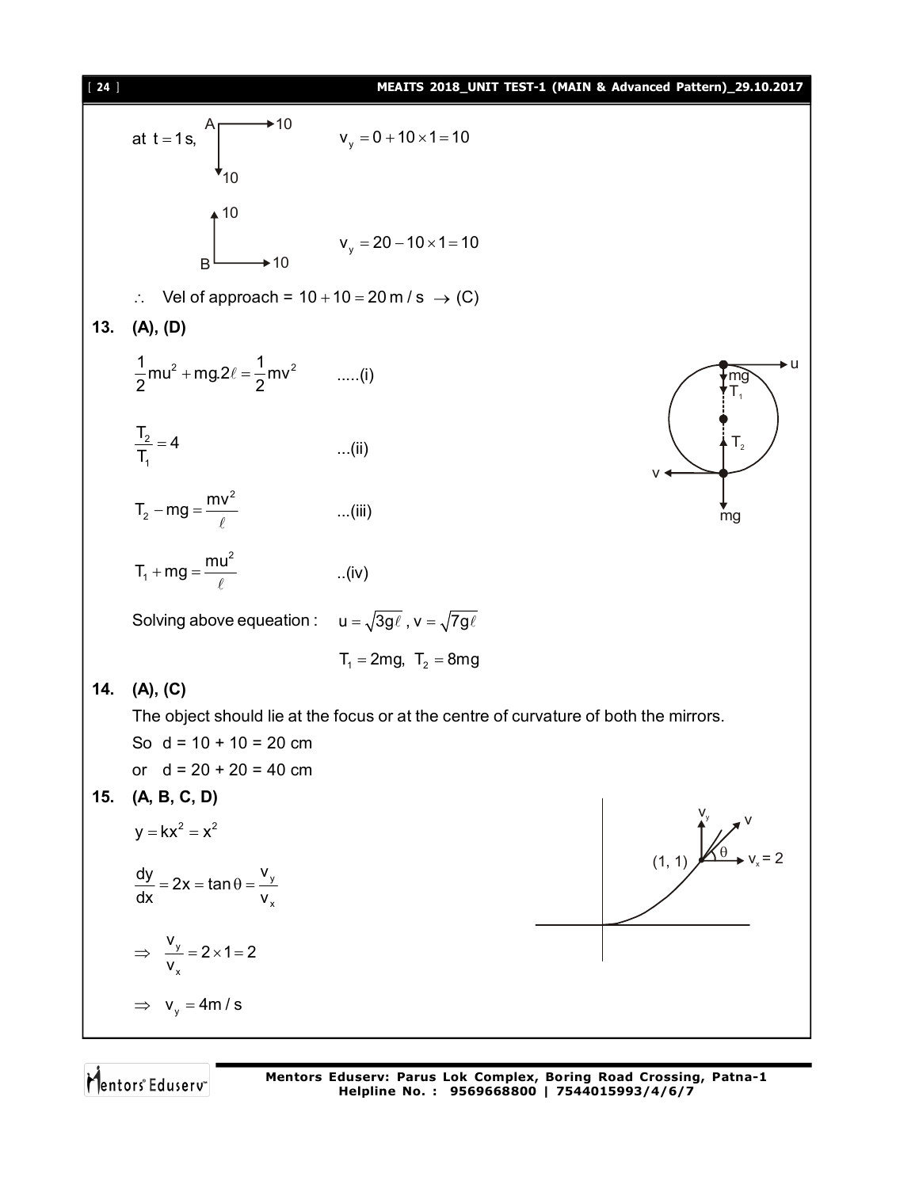at $t = 1\,s$, A →10, ↓10 $\quad v_y = 0 + 10 \times 1 = 10$

B →10, ↑10 $\quad v_y = 20 - 10 \times 1 = 10$

$\therefore$ Vel of approach = $10 + 10 = 20\,m/s \rightarrow$ (C)

**13. (A), (D)**

$$\frac{1}{2}mu^2 + mg.2\ell = \frac{1}{2}mv^2 \qquad .....(i)$$

$$\frac{T_2}{T_1} = 4 \qquad ...(ii)$$

$$T_2 - mg = \frac{mv^2}{\ell} \qquad ...(iii)$$

$$T_1 + mg = \frac{mu^2}{\ell} \qquad ..(iv)$$

Solving above equeation : $\quad u = \sqrt{3g\ell}$, $v = \sqrt{7g\ell}$

$T_1 = 2mg$, $T_2 = 8mg$

**14. (A), (C)**

The object should lie at the focus or at the centre of curvature of both the mirrors.

So d = 10 + 10 = 20 cm

or d = 20 + 20 = 40 cm

**15. (A, B, C, D)**

$$y = kx^2 = x^2$$

$$\frac{dy}{dx} = 2x = \tan\theta = \frac{v_y}{v_x}$$

$$\Rightarrow \frac{v_y}{v_x} = 2 \times 1 = 2$$

$$\Rightarrow v_y = 4m/s$$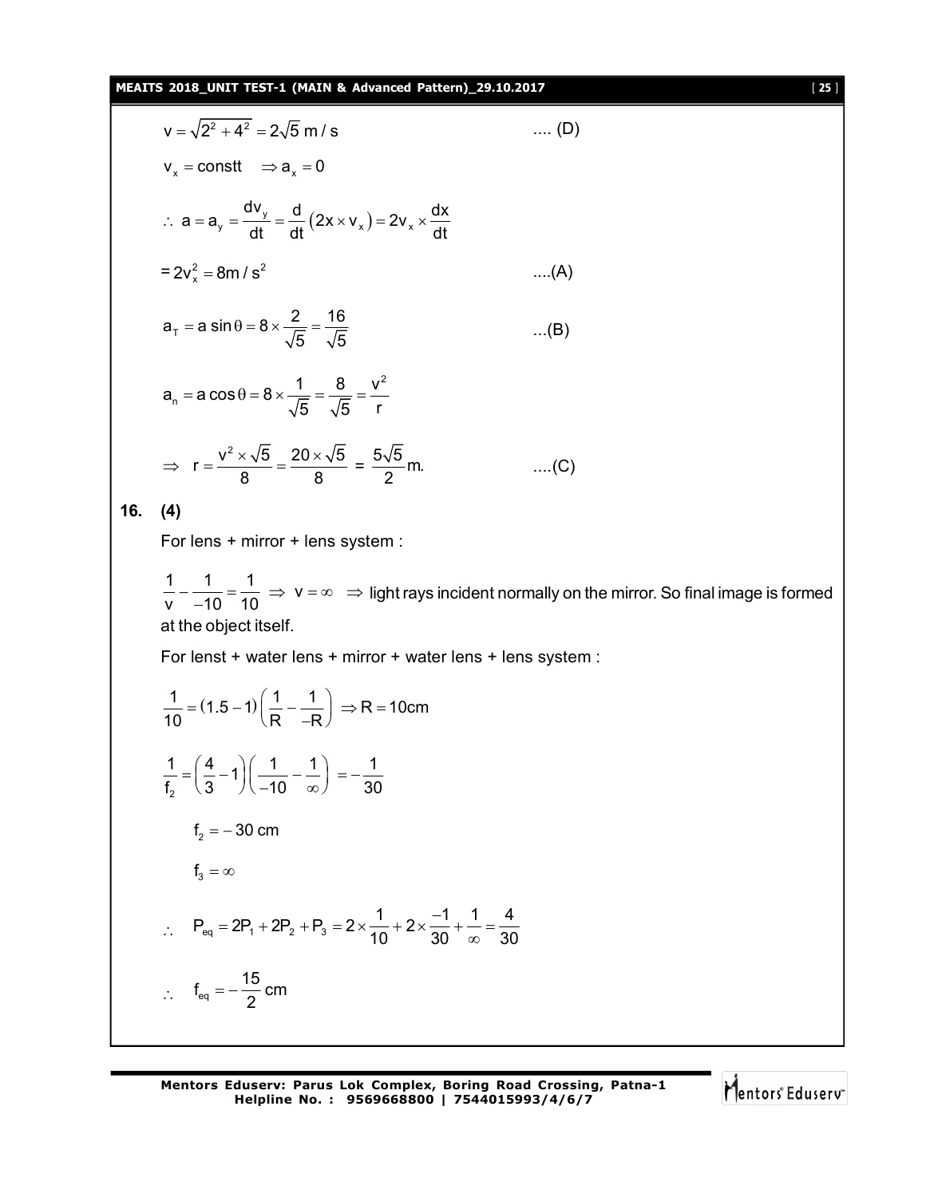$$v = \sqrt{2^2 + 4^2} = 2\sqrt{5}\ m/s \qquad .... (D)$$

$v_x = \text{constt} \quad \Rightarrow a_x = 0$

$$\therefore\ a = a_y = \frac{dv_y}{dt} = \frac{d}{dt}\left(2x \times v_x\right) = 2v_x \times \frac{dx}{dt}$$

$$= 2v_x^2 = 8 m/s^2 \qquad ....(A)$$

$$a_T = a \sin\theta = 8 \times \frac{2}{\sqrt{5}} = \frac{16}{\sqrt{5}} \qquad ...(B)$$

$$a_n = a\cos\theta = 8 \times \frac{1}{\sqrt{5}} = \frac{8}{\sqrt{5}} = \frac{v^2}{r}$$

$$\Rightarrow\ r = \frac{v^2 \times \sqrt{5}}{8} = \frac{20 \times \sqrt{5}}{8} = \frac{5\sqrt{5}}{2} m. \qquad ....(C)$$

**16. (4)**

For lens + mirror + lens system :

$\frac{1}{v} - \frac{1}{-10} = \frac{1}{10} \Rightarrow v = \infty \Rightarrow$ light rays incident normally on the mirror. So final image is formed at the object itself.

For lenst + water lens + mirror + water lens + lens system :

$$\frac{1}{10} = (1.5 - 1)\left(\frac{1}{R} - \frac{1}{-R}\right) \Rightarrow R = 10cm$$

$$\frac{1}{f_2} = \left(\frac{4}{3} - 1\right)\left(\frac{1}{-10} - \frac{1}{\infty}\right) = -\frac{1}{30}$$

$$f_2 = -30 \text{ cm}$$

$$f_3 = \infty$$

$$\therefore\quad P_{eq} = 2P_1 + 2P_2 + P_3 = 2 \times \frac{1}{10} + 2 \times \frac{-1}{30} + \frac{1}{\infty} = \frac{4}{30}$$

$$\therefore\quad f_{eq} = -\frac{15}{2} \text{ cm}$$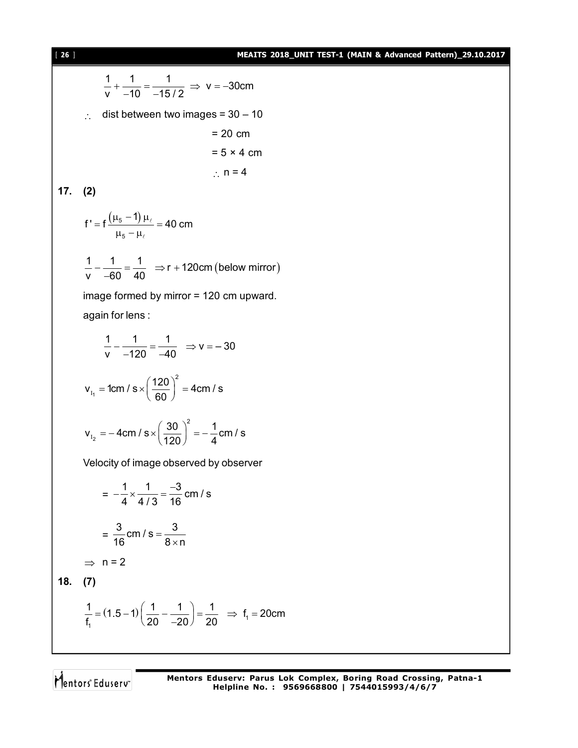$$\frac{1}{v} + \frac{1}{-10} = \frac{1}{-15/2} \Rightarrow v = -30\text{cm}$$

$\therefore$ dist between two images = 30 – 10

= 20 cm

= 5 × 4 cm

$\therefore$ n = 4

**17. (2)**

$$f' = f\frac{(\mu_5 - 1)\mu_\ell}{\mu_5 - \mu_\ell} = 40 \text{ cm}$$

$$\frac{1}{v} - \frac{1}{-60} = \frac{1}{40} \Rightarrow r + 120\text{cm (below mirror)}$$

image formed by mirror = 120 cm upward.

again for lens :

$$\frac{1}{v} - \frac{1}{-120} = \frac{1}{-40} \Rightarrow v = -30$$

$$v_{I_1} = 1\text{cm/s} \times \left(\frac{120}{60}\right)^2 = 4\text{cm/s}$$

$$v_{I_2} = -4\text{cm/s} \times \left(\frac{30}{120}\right)^2 = -\frac{1}{4}\text{cm/s}$$

Velocity of image observed by observer

$$= -\frac{1}{4} \times \frac{1}{4/3} = \frac{-3}{16}\text{ cm/s}$$

$$= \frac{3}{16}\text{cm/s} = \frac{3}{8 \times n}$$

$\Rightarrow$ n = 2

**18. (7)**

$$\frac{1}{f_1} = (1.5 - 1)\left(\frac{1}{20} - \frac{1}{-20}\right) = \frac{1}{20} \Rightarrow f_1 = 20\text{cm}$$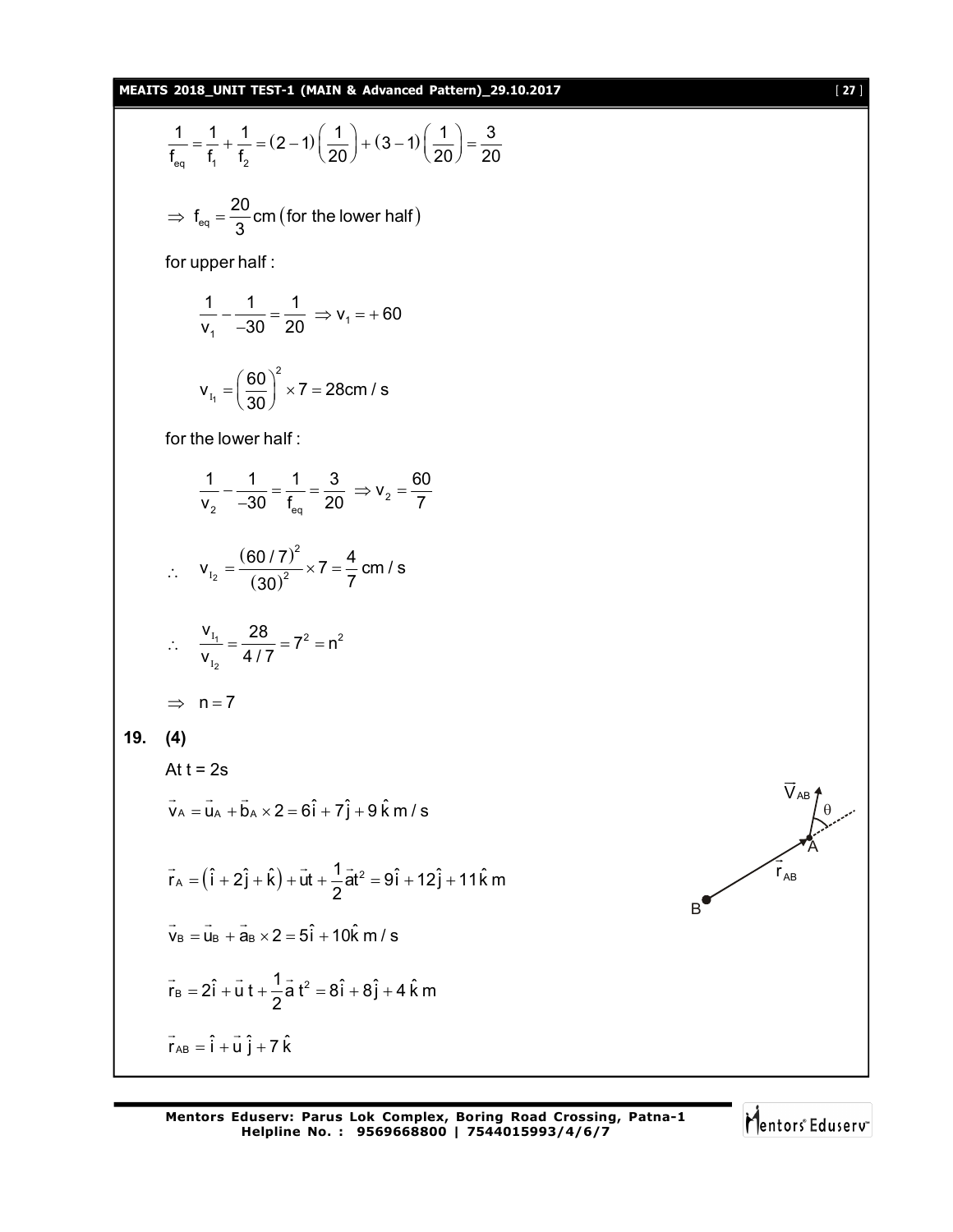$$\frac{1}{f_{eq}} = \frac{1}{f_1} + \frac{1}{f_2} = (2-1)\left(\frac{1}{20}\right) + (3-1)\left(\frac{1}{20}\right) = \frac{3}{20}$$

$$\Rightarrow f_{eq} = \frac{20}{3}\text{cm (for the lower half)}$$

for upper half :

$$\frac{1}{v_1} - \frac{1}{-30} = \frac{1}{20} \Rightarrow v_1 = +60$$

$$v_{I_1} = \left(\frac{60}{30}\right)^2 \times 7 = 28\text{cm/s}$$

for the lower half :

$$\frac{1}{v_2} - \frac{1}{-30} = \frac{1}{f_{eq}} = \frac{3}{20} \Rightarrow v_2 = \frac{60}{7}$$

$$\therefore \quad v_{I_2} = \frac{(60/7)^2}{(30)^2} \times 7 = \frac{4}{7}\text{cm/s}$$

$$\therefore \quad \frac{v_{I_1}}{v_{I_2}} = \frac{28}{4/7} = 7^2 = n^2$$

$$\Rightarrow n = 7$$

**19. (4)**

At t = 2s

$$\vec{v}_A = \vec{u}_A + \vec{b}_A \times 2 = 6\hat{i} + 7\hat{j} + 9\hat{k}\text{ m/s}$$

$$\vec{r}_A = (\hat{i} + 2\hat{j} + \hat{k}) + \vec{u}t + \frac{1}{2}\vec{a}t^2 = 9\hat{i} + 12\hat{j} + 11\hat{k}\text{ m}$$

$$\vec{v}_B = \vec{u}_B + \vec{a}_B \times 2 = 5\hat{i} + 10\hat{k}\text{ m/s}$$

$$\vec{r}_B = 2\hat{i} + \vec{u}t + \frac{1}{2}\vec{a}t^2 = 8\hat{i} + 8\hat{j} + 4\hat{k}\text{ m}$$

$$\vec{r}_{AB} = \hat{i} + \vec{u}\,\hat{j} + 7\hat{k}$$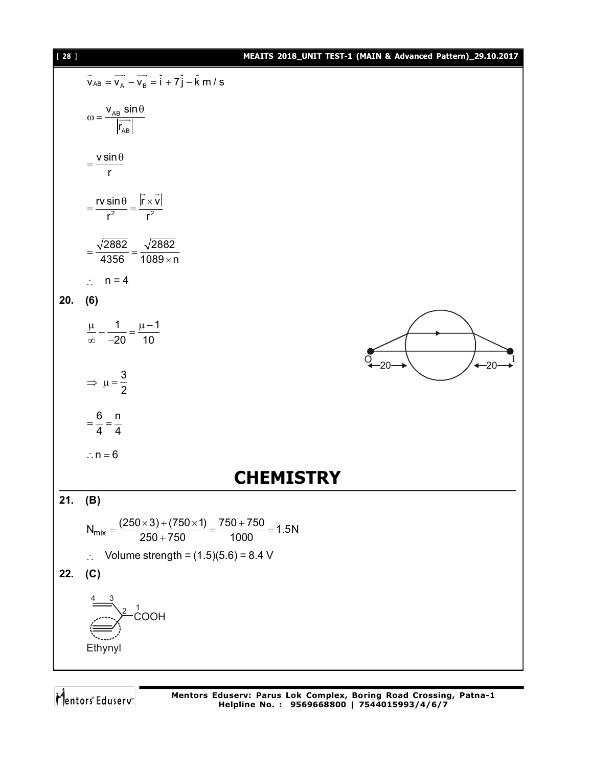$$\vec{v}_{AB} = \vec{v}_A - \vec{v}_B = \hat{i} + 7\hat{j} - \hat{k}\ m/s$$

$$\omega = \frac{v_{AB}\sin\theta}{|\vec{r}_{AB}|}$$

$$= \frac{v\sin\theta}{r}$$

$$= \frac{rv\sin\theta}{r^2} = \frac{|\vec{r}\times\vec{v}|}{r^2}$$

$$= \frac{\sqrt{2882}}{4356} = \frac{\sqrt{2882}}{1089\times n}$$

$\therefore \quad n = 4$

**20. (6)**

$$\frac{\mu}{\infty} - \frac{1}{-20} = \frac{\mu - 1}{10}$$

O ←20→ ←20→ I

$$\Rightarrow \mu = \frac{3}{2}$$

$$= \frac{6}{4} = \frac{n}{4}$$

$\therefore n = 6$

# CHEMISTRY

**21. (B)**

$$N_{mix} = \frac{(250\times 3) + (750\times 1)}{250 + 750} = \frac{750 + 750}{1000} = 1.5N$$

$\therefore$ Volume strength = (1.5)(5.6) = 8.4 V

**22. (C)**

4 3 2 1 COOH

Ethynyl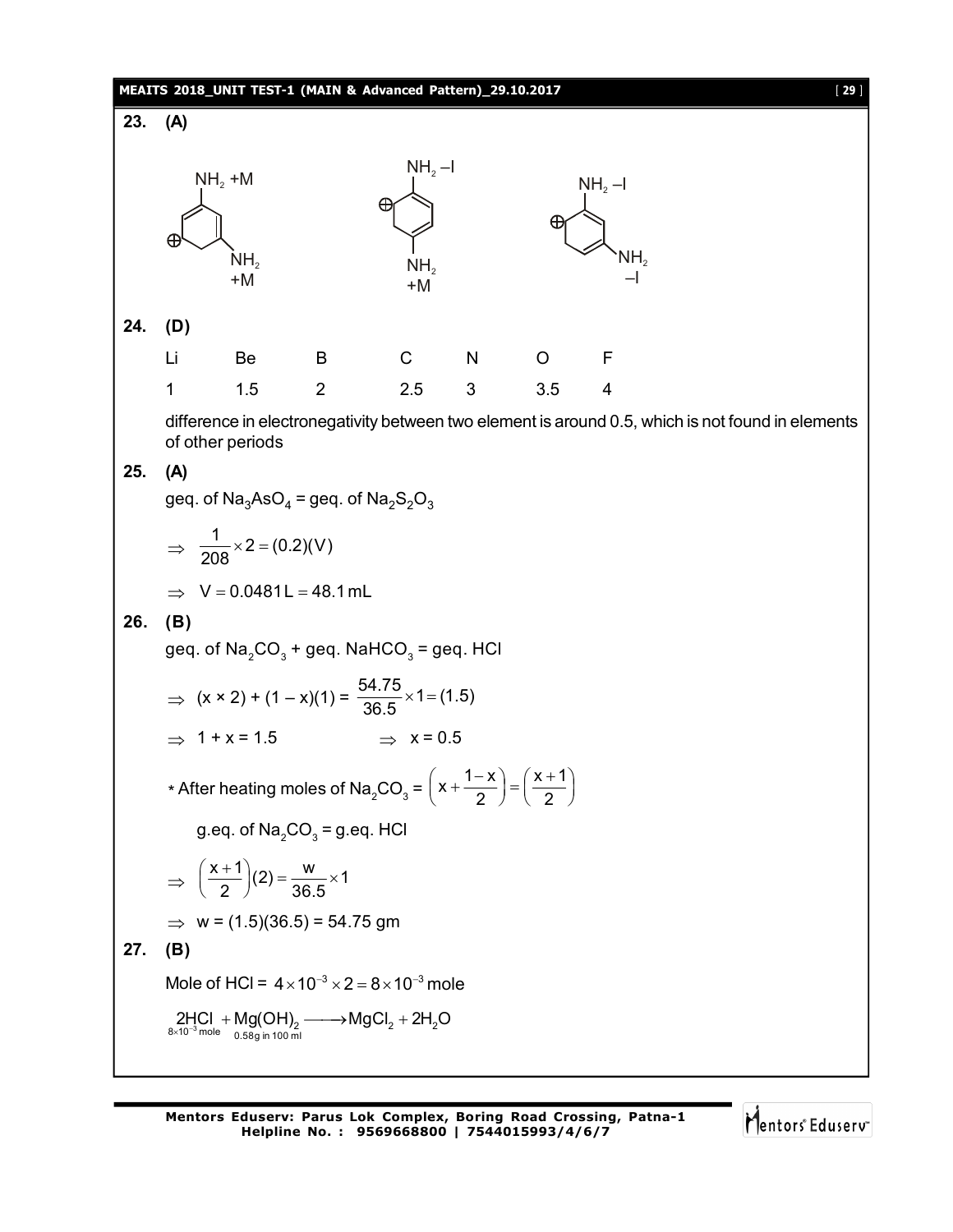**23. (A)**

NH$_2$ +M, NH$_2$ +M &nbsp;&nbsp;&nbsp;&nbsp; NH$_2$ –I, NH$_2$ +M &nbsp;&nbsp;&nbsp;&nbsp; NH$_2$ –I, NH$_2$ –I

**24. (D)**

| Li | Be | B | C | N | O | F |
|---|---|---|---|---|---|---|
| 1 | 1.5 | 2 | 2.5 | 3 | 3.5 | 4 |

difference in electronegativity between two element is around 0.5, which is not found in elements of other periods

**25. (A)**

geq. of $Na_3AsO_4$ = geq. of $Na_2S_2O_3$

$\Rightarrow \frac{1}{208} \times 2 = (0.2)(V)$

$\Rightarrow V = 0.0481\,L = 48.1\,mL$

**26. (B)**

geq. of $Na_2CO_3$ + geq. $NaHCO_3$ = geq. HCl

$\Rightarrow (x \times 2) + (1 - x)(1) = \frac{54.75}{36.5} \times 1 = (1.5)$

$\Rightarrow 1 + x = 1.5 \qquad \Rightarrow x = 0.5$

* After heating moles of $Na_2CO_3$ = $\left(x + \frac{1-x}{2}\right) = \left(\frac{x+1}{2}\right)$

g.eq. of $Na_2CO_3$ = g.eq. HCl

$\Rightarrow \left(\frac{x+1}{2}\right)(2) = \frac{w}{36.5} \times 1$

$\Rightarrow w = (1.5)(36.5) = 54.75$ gm

**27. (B)**

Mole of HCl = $4 \times 10^{-3} \times 2 = 8 \times 10^{-3}$ mole

$\underset{8\times10^{-3}\text{ mole}}{2HCl} + \underset{0.58\text{g in 100 ml}}{Mg(OH)_2} \longrightarrow MgCl_2 + 2H_2O$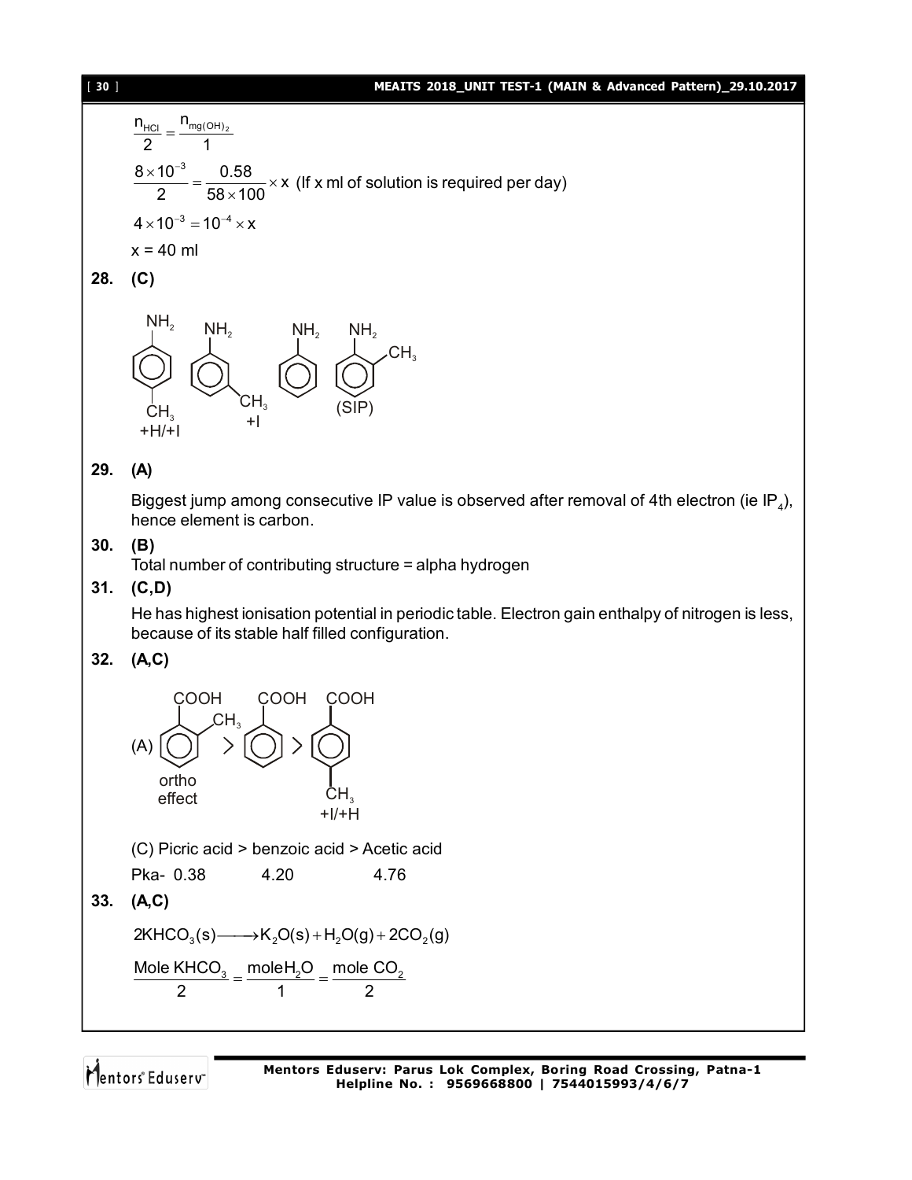$$\frac{n_{HCl}}{2} = \frac{n_{mg(OH)_2}}{1}$$

$$\frac{8\times10^{-3}}{2} = \frac{0.58}{58\times100}\times x$$ (If x ml of solution is required per day)

$$4\times10^{-3} = 10^{-4}\times x$$

$x = 40$ ml

**28. (C)**

$NH_2$ (para-$CH_3$): +H/+I; $NH_2$ (meta-$CH_3$): +I; $NH_2$ (aniline); $NH_2$ (ortho-$CH_3$): (SIP)

**29. (A)**

Biggest jump among consecutive IP value is observed after removal of 4th electron (ie $IP_4$), hence element is carbon.

**30. (B)**

Total number of contributing structure = alpha hydrogen

**31. (C,D)**

He has highest ionisation potential in periodic table. Electron gain enthalpy of nitrogen is less, because of its stable half filled configuration.

**32. (A,C)**

(A) COOH (ortho-$CH_3$, ortho effect) > COOH (benzoic acid) > COOH (para-$CH_3$, +I/+H)

(C) Picric acid > benzoic acid > Acetic acid

Pka- 0.38 4.20 4.76

**33. (A,C)**

$$2KHCO_3(s) \longrightarrow K_2O(s) + H_2O(g) + 2CO_2(g)$$

$$\frac{\text{Mole } KHCO_3}{2} = \frac{\text{mole} H_2O}{1} = \frac{\text{mole } CO_2}{2}$$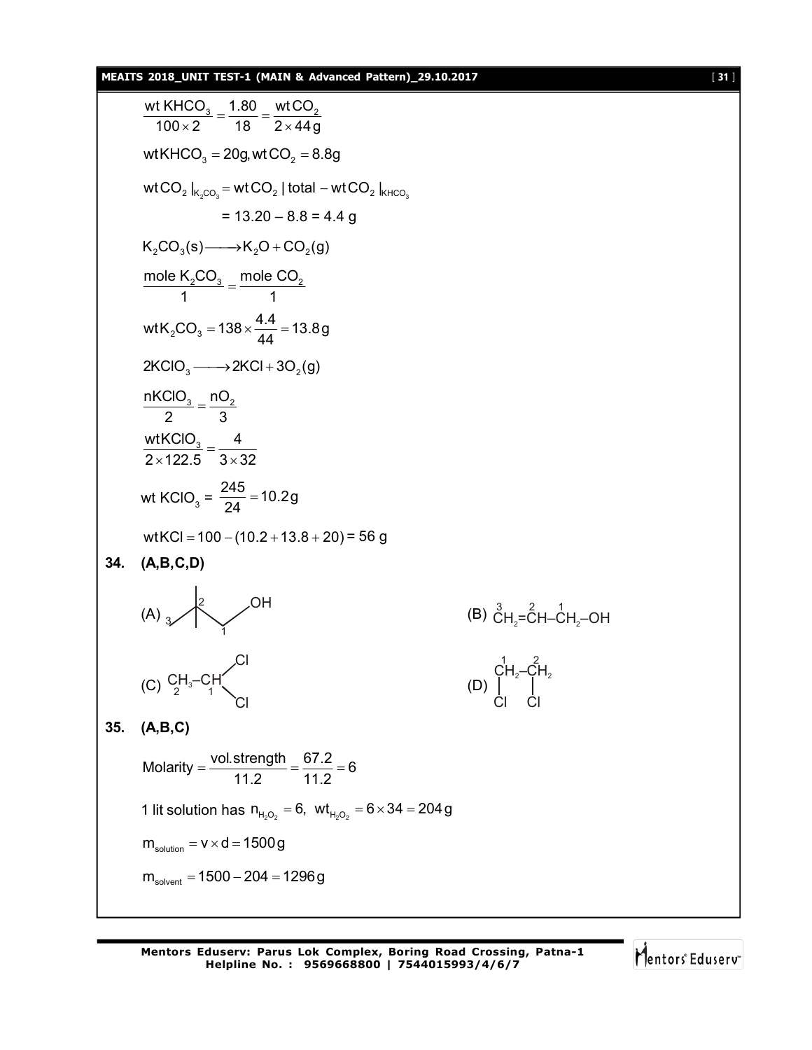$$\frac{\text{wt KHCO}_3}{100\times 2}=\frac{1.80}{18}=\frac{\text{wt CO}_2}{2\times 44\,\text{g}}$$

$$\text{wtKHCO}_3 = 20\text{g}, \text{wt CO}_2 = 8.8\text{g}$$

$$\text{wt CO}_2\,|_{K_2CO_3} = \text{wt CO}_2\,|\,\text{total} - \text{wt CO}_2\,|_{KHCO_3}$$

$$= 13.20 - 8.8 = 4.4\text{ g}$$

$$K_2CO_3(s) \longrightarrow K_2O + CO_2(g)$$

$$\frac{\text{mole } K_2CO_3}{1}=\frac{\text{mole } CO_2}{1}$$

$$\text{wt}K_2CO_3 = 138\times\frac{4.4}{44} = 13.8\,\text{g}$$

$$2KClO_3 \longrightarrow 2KCl + 3O_2(g)$$

$$\frac{nKClO_3}{2}=\frac{nO_2}{3}$$

$$\frac{\text{wt}KClO_3}{2\times 122.5}=\frac{4}{3\times 32}$$

$$\text{wt } KClO_3 = \frac{245}{24} = 10.2\,\text{g}$$

$$\text{wt}KCl = 100-(10.2+13.8+20) = 56\text{ g}$$

**34. (A,B,C,D)**

(A) [Skeletal structure: carbon chain numbered 3–2–1 with OH at C1 and two methyl groups on C2]

(B) $\overset{3}{C}H_2=\overset{2}{C}H-\overset{1}{C}H_2-OH$

(C) $\underset{2}{C}H_3-\underset{1}{C}H(Cl)_2$ (CH$_3$–CH with two Cl on C1)

(D) $\overset{1}{C}H_2-\overset{2}{C}H_2$ with Cl on each carbon

**35. (A,B,C)**

$$\text{Molarity} = \frac{\text{vol.strength}}{11.2} = \frac{67.2}{11.2} = 6$$

1 lit solution has $n_{H_2O_2} = 6,\ \ wt_{H_2O_2} = 6\times 34 = 204\,\text{g}$

$$m_{solution} = v\times d = 1500\,\text{g}$$

$$m_{solvent} = 1500 - 204 = 1296\,\text{g}$$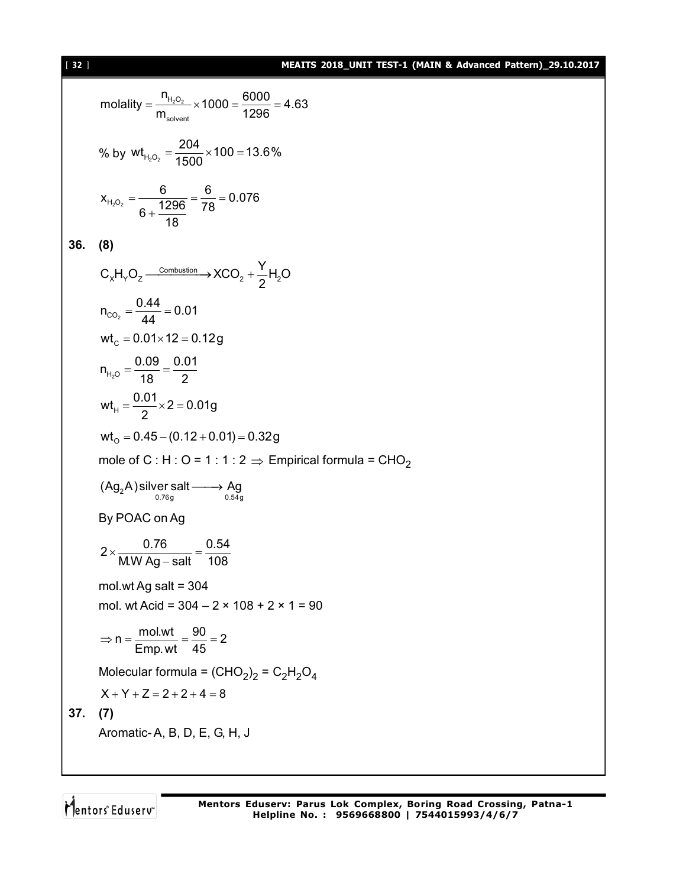$$\text{molality} = \frac{n_{H_2O_2}}{m_{\text{solvent}}} \times 1000 = \frac{6000}{1296} = 4.63$$

$$\% \text{ by } wt_{H_2O_2} = \frac{204}{1500} \times 100 = 13.6\%$$

$$x_{H_2O_2} = \frac{6}{6 + \frac{1296}{18}} = \frac{6}{78} = 0.076$$

**36. (8)**

$$C_XH_YO_Z \xrightarrow{\text{Combustion}} XCO_2 + \frac{Y}{2}H_2O$$

$$n_{CO_2} = \frac{0.44}{44} = 0.01$$

$$wt_C = 0.01 \times 12 = 0.12\,g$$

$$n_{H_2O} = \frac{0.09}{18} = \frac{0.01}{2}$$

$$wt_H = \frac{0.01}{2} \times 2 = 0.01\,g$$

$$wt_O = 0.45 - (0.12 + 0.01) = 0.32\,g$$

mole of C : H : O = 1 : 1 : 2 $\Rightarrow$ Empirical formula = $CHO_2$

$$\underset{0.76g}{(Ag_2A)\text{silver salt}} \longrightarrow \underset{0.54g}{Ag}$$

By POAC on Ag

$$2 \times \frac{0.76}{\text{M.W Ag} - \text{salt}} = \frac{0.54}{108}$$

mol.wt Ag salt = 304

mol. wt Acid = 304 – 2 × 108 + 2 × 1 = 90

$$\Rightarrow n = \frac{\text{mol.wt}}{\text{Emp. wt}} = \frac{90}{45} = 2$$

Molecular formula = $(CHO_2)_2$ = $C_2H_2O_4$

$$X + Y + Z = 2 + 2 + 4 = 8$$

**37. (7)**

Aromatic- A, B, D, E, G, H, J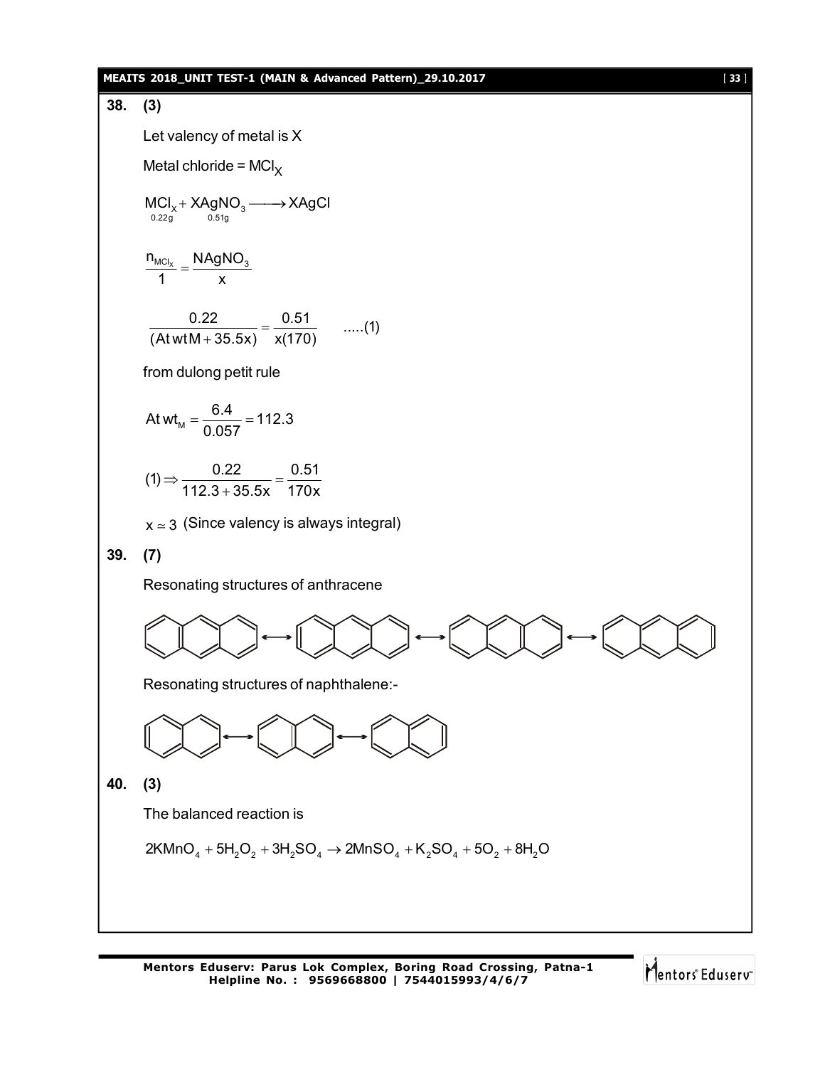**38. (3)**

Let valency of metal is X

Metal chloride = $MCl_X$

$$\underset{0.22g}{MCl_X} + \underset{0.51g}{XAgNO_3} \longrightarrow XAgCl$$

$$\frac{n_{MCl_x}}{1} = \frac{NAgNO_3}{x}$$

$$\frac{0.22}{(At\,wt\,M + 35.5x)} = \frac{0.51}{x(170)} \quad .....(1)$$

from dulong petit rule

$$At\,wt_M = \frac{6.4}{0.057} = 112.3$$

$$(1) \Rightarrow \frac{0.22}{112.3 + 35.5x} = \frac{0.51}{170x}$$

$x \simeq 3$ (Since valency is always integral)

**39. (7)**

Resonating structures of anthracene

Resonating structures of naphthalene:-

**40. (3)**

The balanced reaction is

$$2KMnO_4 + 5H_2O_2 + 3H_2SO_4 \rightarrow 2MnSO_4 + K_2SO_4 + 5O_2 + 8H_2O$$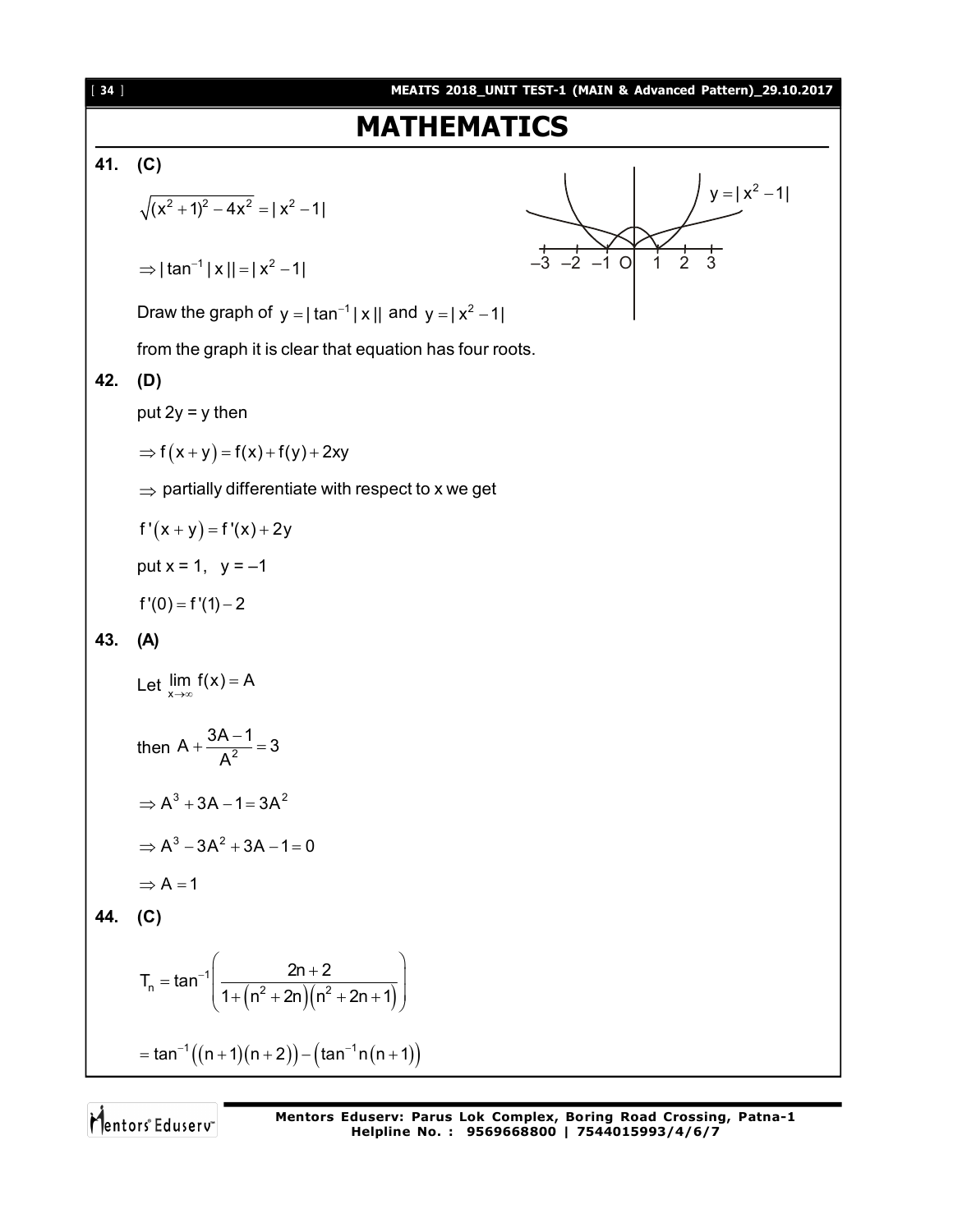# MATHEMATICS

**41. (C)**

$\sqrt{(x^2+1)^2-4x^2}=|x^2-1|$

$\Rightarrow |\tan^{-1}|x||=|x^2-1|$

Draw the graph of $y=|\tan^{-1}|x||$ and $y=|x^2-1|$

from the graph it is clear that equation has four roots.

**42. (D)**

put 2y = y then

$\Rightarrow f(x+y)=f(x)+f(y)+2xy$

$\Rightarrow$ partially differentiate with respect to x we get

$f'(x+y)=f'(x)+2y$

put x = 1, y = –1

$f'(0)=f'(1)-2$

**43. (A)**

Let $\lim\limits_{x\to\infty} f(x)=A$

then $A+\dfrac{3A-1}{A^2}=3$

$\Rightarrow A^3+3A-1=3A^2$

$\Rightarrow A^3-3A^2+3A-1=0$

$\Rightarrow A=1$

**44. (C)**

$$T_n=\tan^{-1}\left(\frac{2n+2}{1+(n^2+2n)(n^2+2n+1)}\right)$$

$$=\tan^{-1}((n+1)(n+2))-(\tan^{-1}n(n+1))$$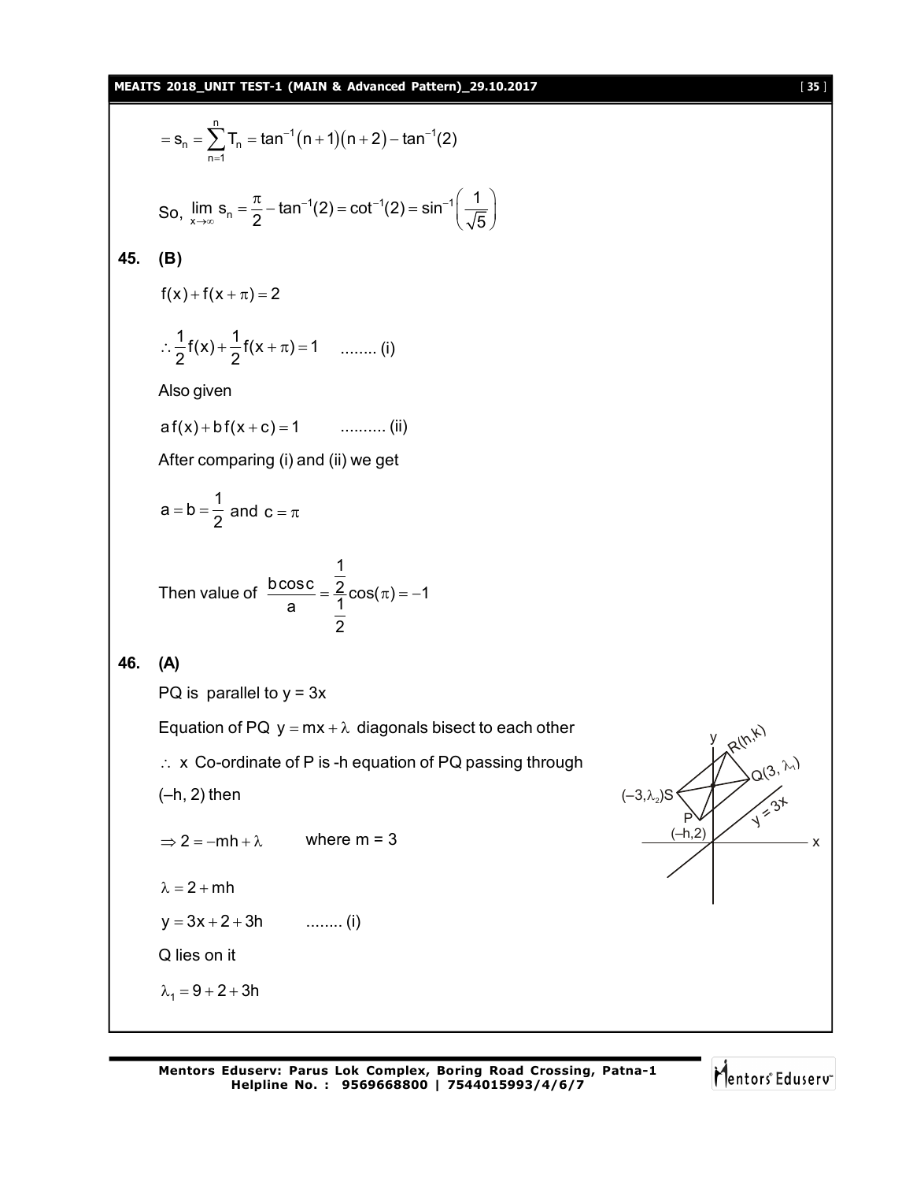$$= s_n = \sum_{n=1}^{n} T_n = \tan^{-1}(n+1)(n+2) - \tan^{-1}(2)$$

So, $\lim\limits_{x \to \infty} s_n = \dfrac{\pi}{2} - \tan^{-1}(2) = \cot^{-1}(2) = \sin^{-1}\left(\dfrac{1}{\sqrt{5}}\right)$

**45. (B)**

$$f(x) + f(x+\pi) = 2$$

$$\therefore \frac{1}{2}f(x) + \frac{1}{2}f(x+\pi) = 1 \qquad \text{........ (i)}$$

Also given

$$a\,f(x) + b\,f(x+c) = 1 \qquad \text{.......... (ii)}$$

After comparing (i) and (ii) we get

$$a = b = \frac{1}{2} \text{ and } c = \pi$$

Then value of $\dfrac{b\cos c}{a} = \dfrac{\frac{1}{2}}{\frac{1}{2}}\cos(\pi) = -1$

**46. (A)**

PQ is parallel to y = 3x

Equation of PQ $y = mx + \lambda$ diagonals bisect to each other

$\therefore$ x Co-ordinate of P is -h equation of PQ passing through (–h, 2) then

$$\Rightarrow 2 = -mh + \lambda \qquad \text{where } m = 3$$

$$\lambda = 2 + mh$$

$$y = 3x + 2 + 3h \qquad \text{........ (i)}$$

Q lies on it

$$\lambda_1 = 9 + 2 + 3h$$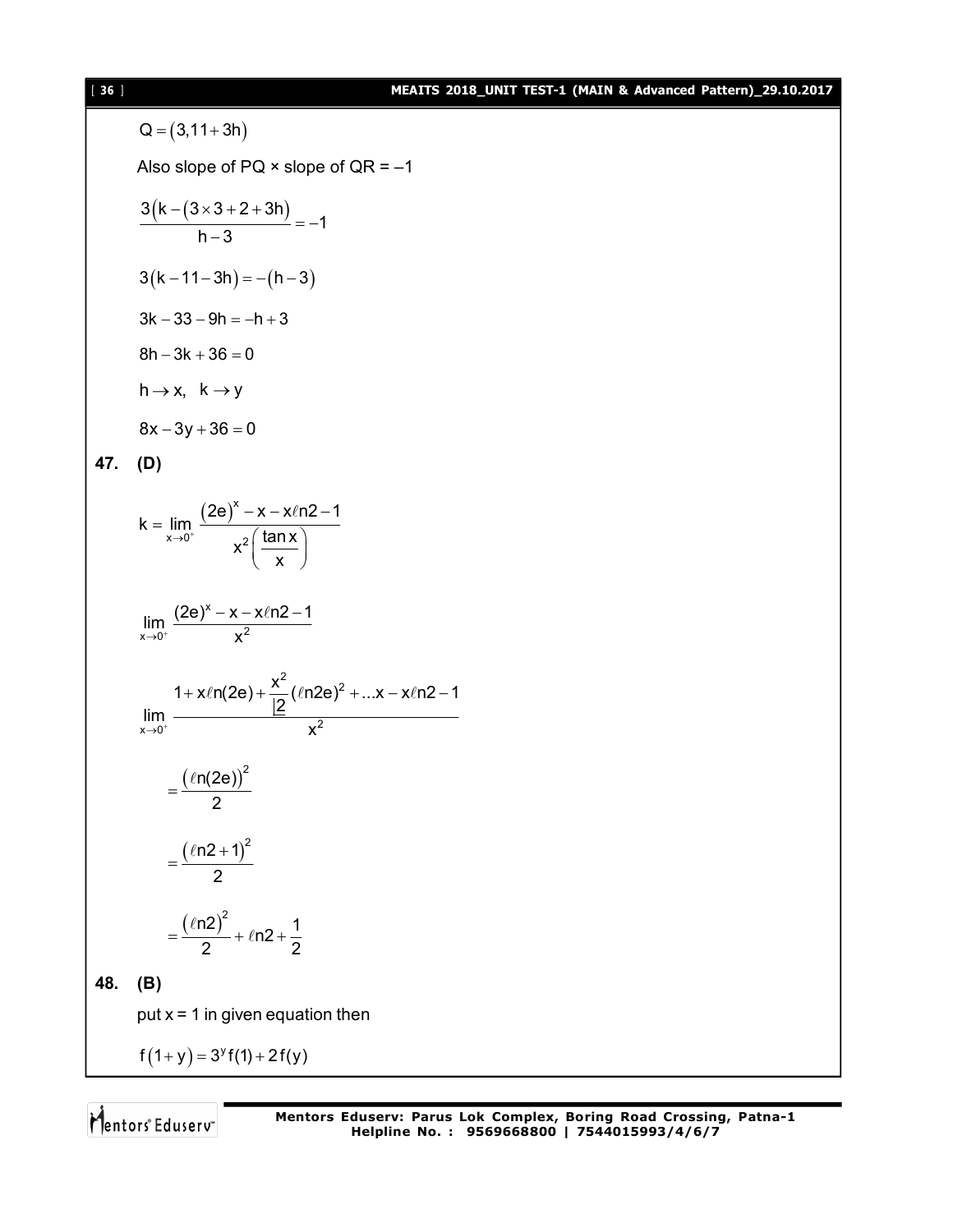$Q = (3, 11 + 3h)$

Also slope of PQ × slope of QR = –1

$$\frac{3(k - (3 \times 3 + 2 + 3h))}{h - 3} = -1$$

$$3(k - 11 - 3h) = -(h - 3)$$

$$3k - 33 - 9h = -h + 3$$

$$8h - 3k + 36 = 0$$

$$h \to x, \quad k \to y$$

$$8x - 3y + 36 = 0$$

**47. (D)**

$$k = \lim_{x \to 0^+} \frac{(2e)^x - x - x\ell n2 - 1}{x^2\left(\frac{\tan x}{x}\right)}$$

$$\lim_{x \to 0^+} \frac{(2e)^x - x - x\ell n2 - 1}{x^2}$$

$$\lim_{x \to 0^+} \frac{1 + x\ell n(2e) + \frac{x^2}{\underline{|2}}(\ell n2e)^2 + \ldots x - x\ell n2 - 1}{x^2}$$

$$= \frac{(\ell n(2e))^2}{2}$$

$$= \frac{(\ell n2 + 1)^2}{2}$$

$$= \frac{(\ell n2)^2}{2} + \ell n2 + \frac{1}{2}$$

**48. (B)**

put x = 1 in given equation then

$$f(1 + y) = 3^y f(1) + 2f(y)$$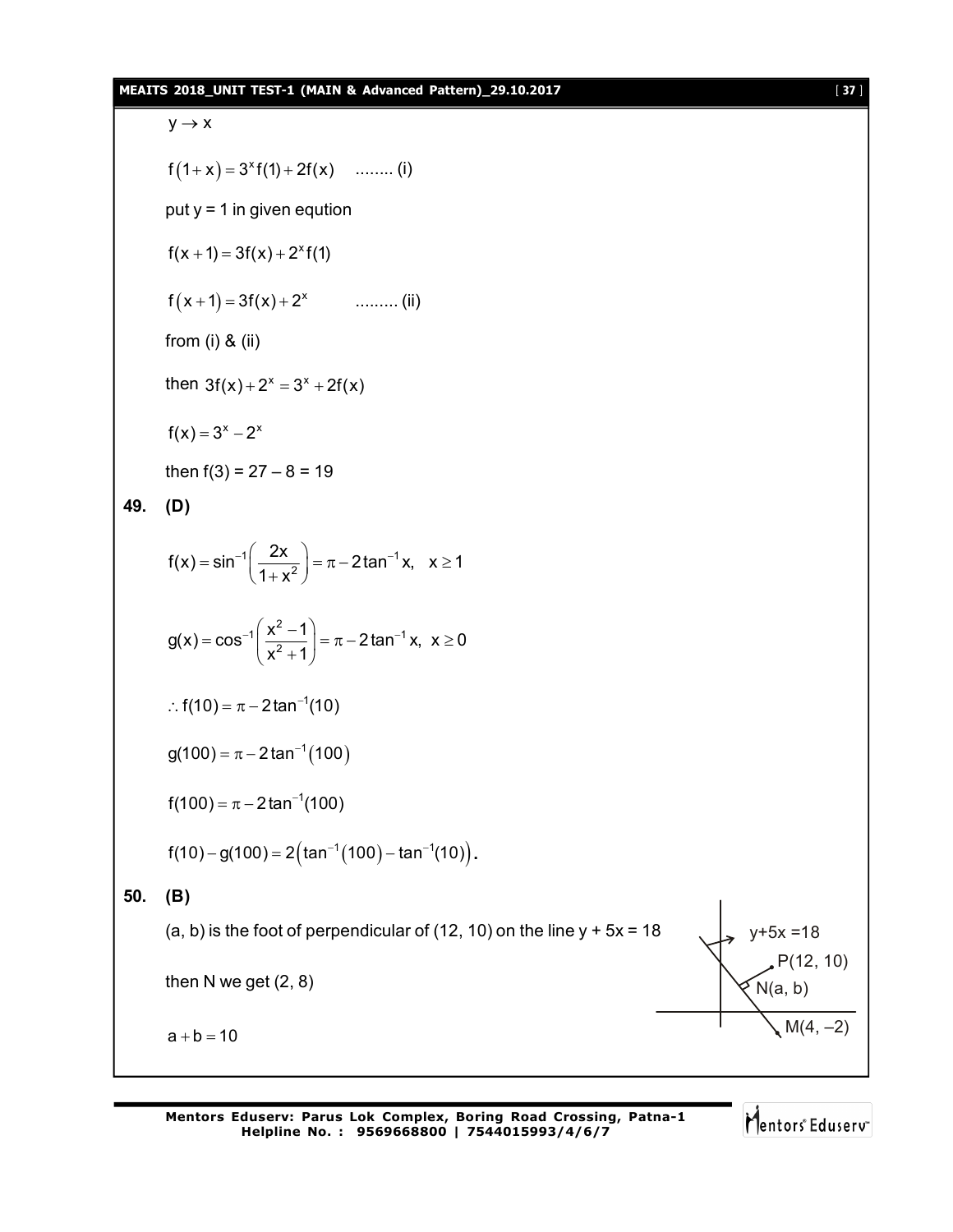$y \to x$

$$f(1+x) = 3^x f(1) + 2f(x) \quad \text{........ (i)}$$

put y = 1 in given eqution

$$f(x+1) = 3f(x) + 2^x f(1)$$

$$f(x+1) = 3f(x) + 2^x \quad \text{......... (ii)}$$

from (i) & (ii)

then $3f(x) + 2^x = 3^x + 2f(x)$

$$f(x) = 3^x - 2^x$$

then f(3) = 27 – 8 = 19

**49. (D)**

$$f(x) = \sin^{-1}\left(\frac{2x}{1+x^2}\right) = \pi - 2\tan^{-1}x, \quad x \ge 1$$

$$g(x) = \cos^{-1}\left(\frac{x^2-1}{x^2+1}\right) = \pi - 2\tan^{-1}x, \ x \ge 0$$

$$\therefore f(10) = \pi - 2\tan^{-1}(10)$$

$$g(100) = \pi - 2\tan^{-1}(100)$$

$$f(100) = \pi - 2\tan^{-1}(100)$$

$$f(10) - g(100) = 2\left(\tan^{-1}(100) - \tan^{-1}(10)\right).$$

**50. (B)**

(a, b) is the foot of perpendicular of (12, 10) on the line y + 5x = 18

then N we get (2, 8)

$$a + b = 10$$

y+5x =18

P(12, 10)

N(a, b)

M(4, –2)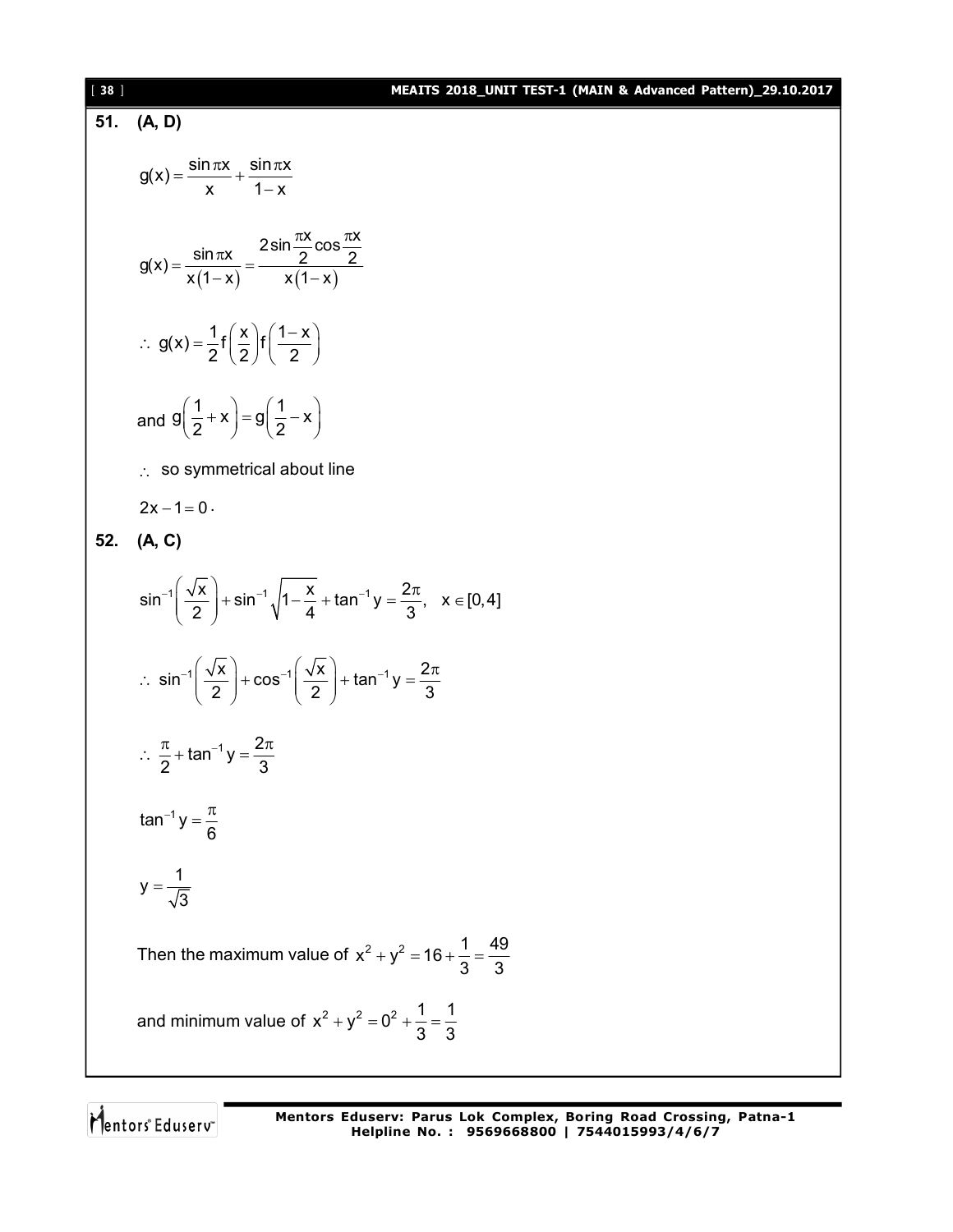**51. (A, D)**

$$g(x) = \frac{\sin \pi x}{x} + \frac{\sin \pi x}{1-x}$$

$$g(x) = \frac{\sin \pi x}{x(1-x)} = \frac{2\sin \frac{\pi x}{2} \cos \frac{\pi x}{2}}{x(1-x)}$$

$$\therefore\ g(x) = \frac{1}{2} f\left(\frac{x}{2}\right) f\left(\frac{1-x}{2}\right)$$

and $g\left(\frac{1}{2}+x\right) = g\left(\frac{1}{2}-x\right)$

$\therefore$ so symmetrical about line

$2x - 1 = 0$.

**52. (A, C)**

$$\sin^{-1}\left(\frac{\sqrt{x}}{2}\right) + \sin^{-1}\sqrt{1-\frac{x}{4}} + \tan^{-1} y = \frac{2\pi}{3}, \quad x \in [0, 4]$$

$$\therefore\ \sin^{-1}\left(\frac{\sqrt{x}}{2}\right) + \cos^{-1}\left(\frac{\sqrt{x}}{2}\right) + \tan^{-1} y = \frac{2\pi}{3}$$

$$\therefore\ \frac{\pi}{2} + \tan^{-1} y = \frac{2\pi}{3}$$

$$\tan^{-1} y = \frac{\pi}{6}$$

$$y = \frac{1}{\sqrt{3}}$$

Then the maximum value of $x^2 + y^2 = 16 + \frac{1}{3} = \frac{49}{3}$

and minimum value of $x^2 + y^2 = 0^2 + \frac{1}{3} = \frac{1}{3}$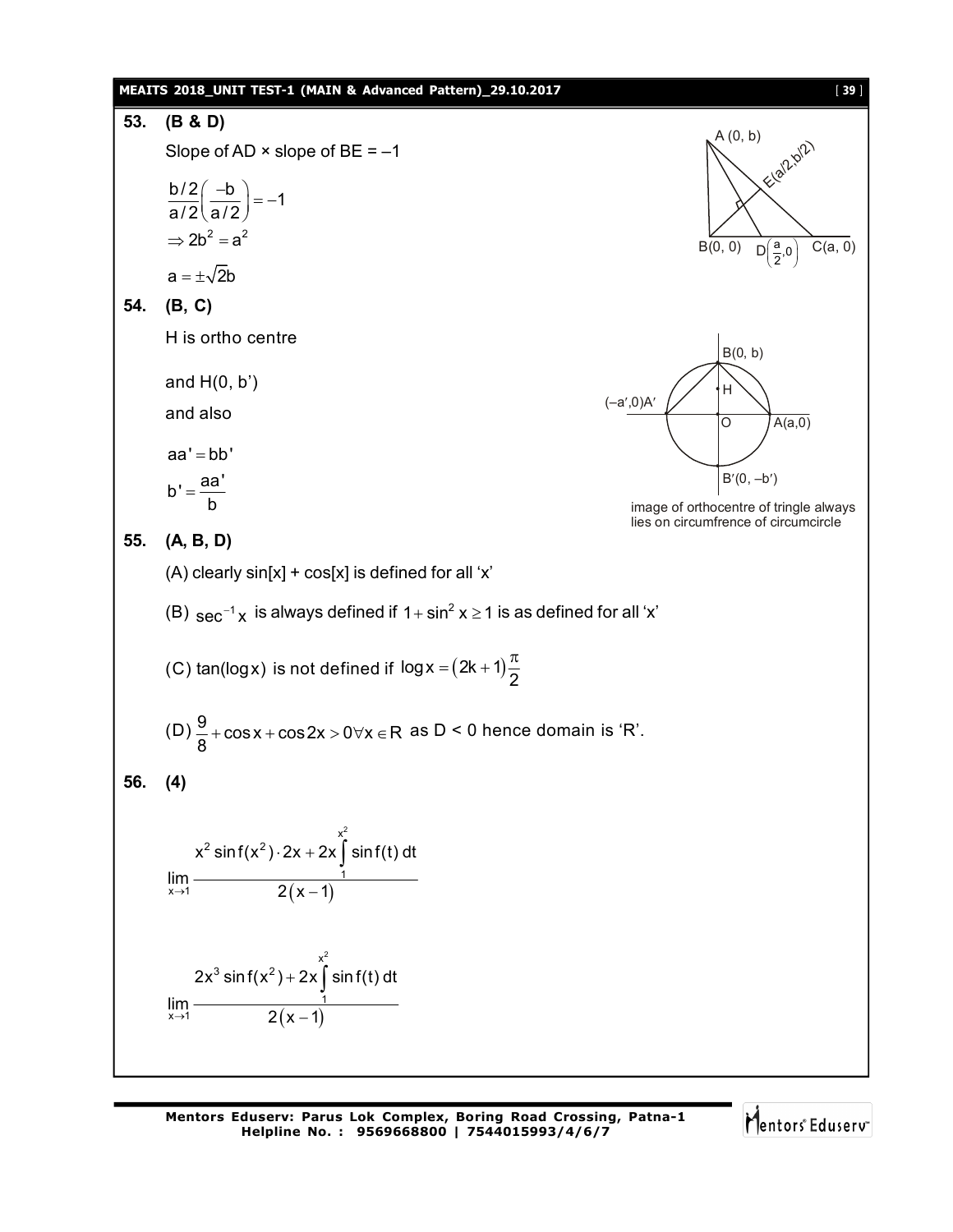**53. (B & D)**

Slope of AD × slope of BE = –1

$$\frac{b/2}{a/2}\left(\frac{-b}{a/2}\right) = -1$$

$$\Rightarrow 2b^2 = a^2$$

$$a = \pm\sqrt{2}b$$

**54. (B, C)**

H is ortho centre

and H(0, b')

and also

$$aa' = bb'$$

$$b' = \frac{aa'}{b}$$

image of orthocentre of tringle always lies on circumfrence of circumcircle

**55. (A, B, D)**

(A) clearly sin[x] + cos[x] is defined for all 'x'

(B) $\sec^{-1}x$ is always defined if $1+\sin^2 x \geq 1$ is as defined for all 'x'

(C) $\tan(\log x)$ is not defined if $\log x = (2k+1)\frac{\pi}{2}$

(D) $\frac{9}{8} + \cos x + \cos 2x > 0 \forall x \in R$ as D < 0 hence domain is 'R'.

**56. (4)**

$$\lim_{x\to 1}\frac{x^2 \sin f(x^2)\cdot 2x + 2x\int_1^{x^2} \sin f(t)\,dt}{2(x-1)}$$

$$\lim_{x\to 1}\frac{2x^3 \sin f(x^2) + 2x\int_1^{x^2} \sin f(t)\,dt}{2(x-1)}$$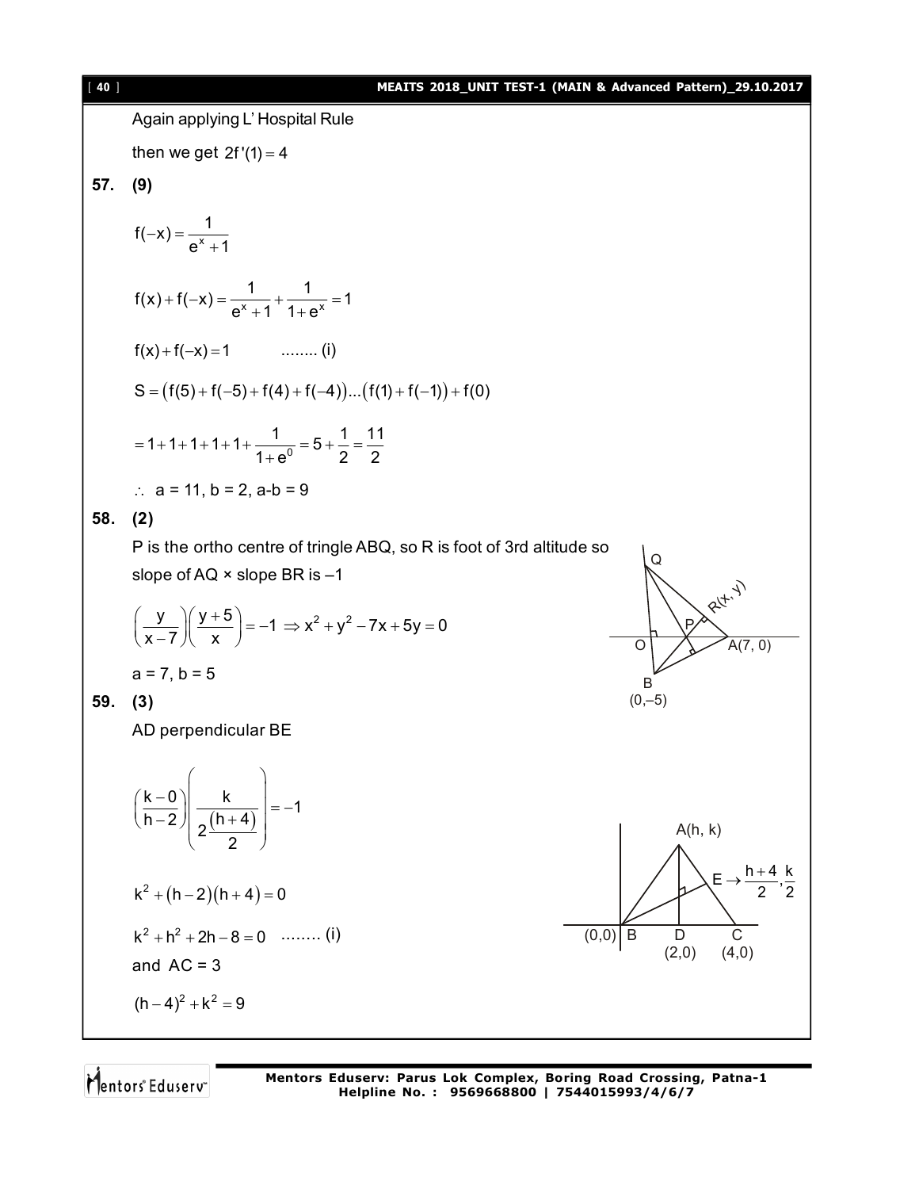Again applying L' Hospital Rule

then we get $2f'(1) = 4$

**57. (9)**

$$f(-x) = \frac{1}{e^x + 1}$$

$$f(x) + f(-x) = \frac{1}{e^x + 1} + \frac{1}{1 + e^x} = 1$$

$$f(x) + f(-x) = 1 \qquad \text{........ (i)}$$

$$S = \left(f(5) + f(-5) + f(4) + f(-4)\right) ... \left(f(1) + f(-1)\right) + f(0)$$

$$= 1 + 1 + 1 + 1 + 1 + \frac{1}{1 + e^0} = 5 + \frac{1}{2} = \frac{11}{2}$$

$\therefore$ a = 11, b = 2, a-b = 9

**58. (2)**

P is the ortho centre of tringle ABQ, so R is foot of 3rd altitude so slope of AQ × slope BR is –1

$$\left(\frac{y}{x-7}\right)\left(\frac{y+5}{x}\right) = -1 \Rightarrow x^2 + y^2 - 7x + 5y = 0$$

a = 7, b = 5

**59. (3)**

AD perpendicular BE

$$\left(\frac{k-0}{h-2}\right)\left(\frac{k}{2\frac{(h+4)}{2}}\right) = -1$$

$$k^2 + (h-2)(h+4) = 0$$

$$k^2 + h^2 + 2h - 8 = 0 \qquad \text{........ (i)}$$

and AC = 3

$$(h-4)^2 + k^2 = 9$$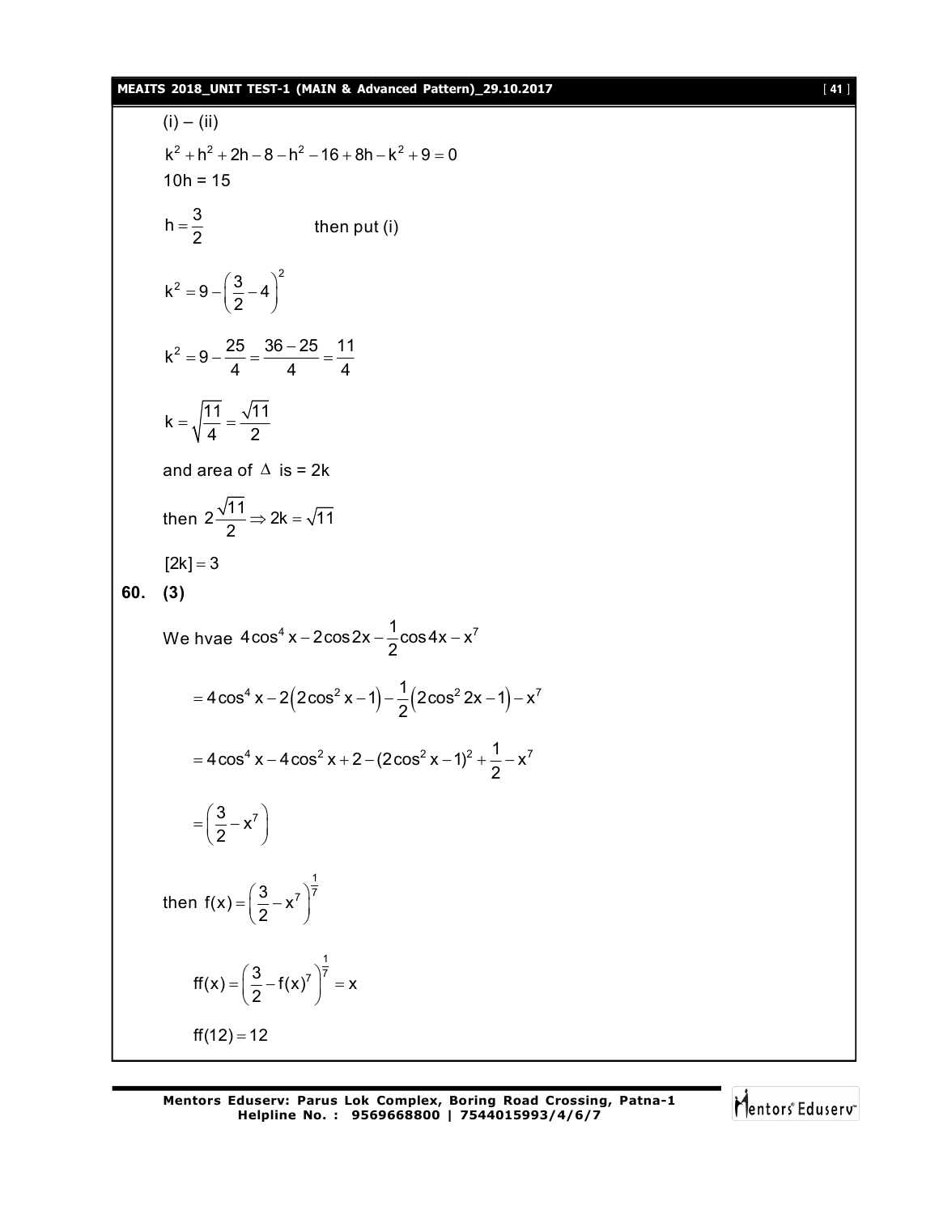(i) – (ii)

$$k^2 + h^2 + 2h - 8 - h^2 - 16 + 8h - k^2 + 9 = 0$$

10h = 15

$h = \dfrac{3}{2}$ then put (i)

$$k^2 = 9 - \left(\frac{3}{2} - 4\right)^2$$

$$k^2 = 9 - \frac{25}{4} = \frac{36 - 25}{4} = \frac{11}{4}$$

$$k = \sqrt{\frac{11}{4}} = \frac{\sqrt{11}}{2}$$

and area of $\Delta$ is = 2k

then $2\dfrac{\sqrt{11}}{2} \Rightarrow 2k = \sqrt{11}$

$$[2k] = 3$$

**60. (3)**

We hvae $4\cos^4 x - 2\cos 2x - \dfrac{1}{2}\cos 4x - x^7$

$$= 4\cos^4 x - 2\left(2\cos^2 x - 1\right) - \frac{1}{2}\left(2\cos^2 2x - 1\right) - x^7$$

$$= 4\cos^4 x - 4\cos^2 x + 2 - (2\cos^2 x - 1)^2 + \frac{1}{2} - x^7$$

$$= \left(\frac{3}{2} - x^7\right)$$

then $f(x) = \left(\dfrac{3}{2} - x^7\right)^{\frac{1}{7}}$

$$ff(x) = \left(\frac{3}{2} - f(x)^7\right)^{\frac{1}{7}} = x$$

$$ff(12) = 12$$